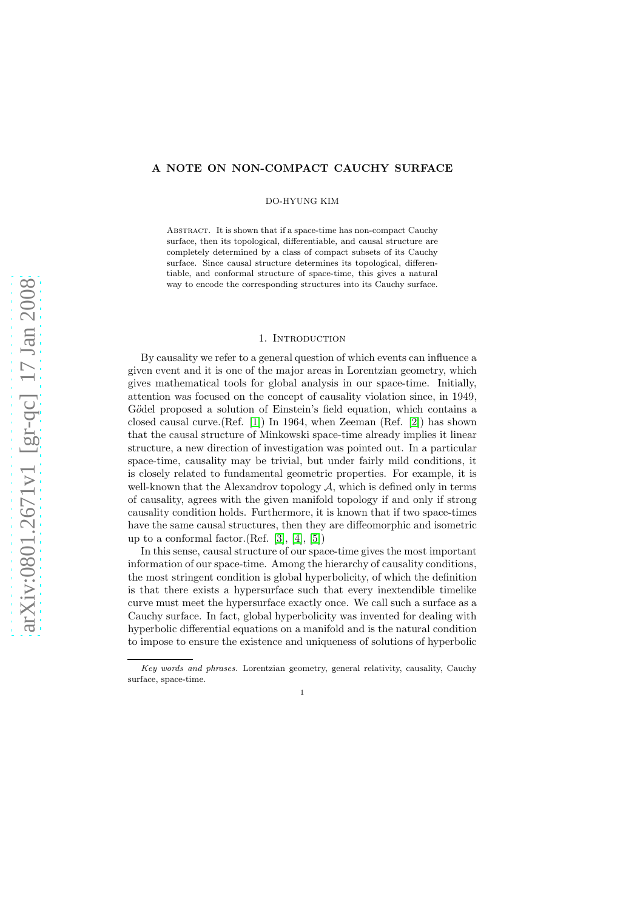# A NOTE ON NON-COMPACT CAUCHY SURFACE

DO-HYUNG KIM

Abstract. It is shown that if a space-time has non-compact Cauchy surface, then its topological, differentiable, and causal structure are completely determined by a class of compact subsets of its Cauchy surface. Since causal structure determines its topological, differentiable, and conformal structure of space-time, this gives a natural way to encode the corresponding structures into its Cauchy surface.

## 1. Introduction

By causality we refer to a general question of which events can influence a given event and it is one of the major areas in Lorentzian geometry, which gives mathematical tools for global analysis in our space-time. Initially, attention was focused on the concept of causality violation since, in 1949, Gödel proposed a solution of Einstein's field equation, which contains a closed causal curve.(Ref. [1]) In 1964, when Zeeman (Ref. [2]) has shown that the causal structure of Minkowski space-time already implies it linear structure, a new direction of investigation was pointed out. In a particular space-time, causality may be trivial, but under fairly mild conditions, it is closely related to fundamental geometric properties. For example, it is well-known that the Alexandrov topology $\mathcal{A}$, which is defined only in terms of causality, agrees with the given manifold topology if and only if strong causality condition holds. Furthermore, it is known that if two space-times have the same causal structures, then they are diffeomorphic and isometric up to a conformal factor.(Ref. [3], [4], [5])

In this sense, causal structure of our space-time gives the most important information of our space-time. Among the hierarchy of causality conditions, the most stringent condition is global hyperbolicity, of which the definition is that there exists a hypersurface such that every inextendible timelike curve must meet the hypersurface exactly once. We call such a surface as a Cauchy surface. In fact, global hyperbolicity was invented for dealing with hyperbolic differential equations on a manifold and is the natural condition to impose to ensure the existence and uniqueness of solutions of hyperbolic

*Key words and phrases.* Lorentzian geometry, general relativity, causality, Cauchy surface, space-time.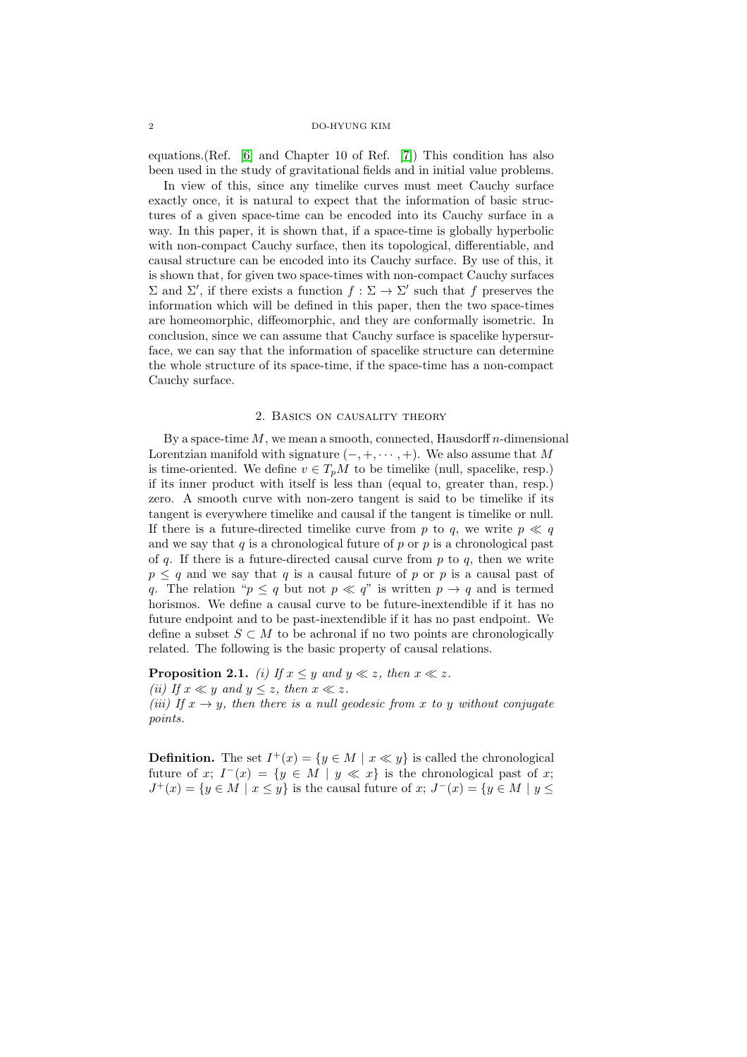equations.(Ref. [6] and Chapter 10 of Ref. [7]) This condition has also been used in the study of gravitational fields and in initial value problems.

In view of this, since any timelike curves must meet Cauchy surface exactly once, it is natural to expect that the information of basic structures of a given space-time can be encoded into its Cauchy surface in a way. In this paper, it is shown that, if a space-time is globally hyperbolic with non-compact Cauchy surface, then its topological, differentiable, and causal structure can be encoded into its Cauchy surface. By use of this, it is shown that, for given two space-times with non-compact Cauchy surfaces $\Sigma$ and $\Sigma'$, if there exists a function $f : \Sigma \to \Sigma'$ such that $f$ preserves the information which will be defined in this paper, then the two space-times are homeomorphic, diffeomorphic, and they are conformally isometric. In conclusion, since we can assume that Cauchy surface is spacelike hypersurface, we can say that the information of spacelike structure can determine the whole structure of its space-time, if the space-time has a non-compact Cauchy surface.

## 2. Basics on causality theory

By a space-time $M$, we mean a smooth, connected, Hausdorff $n$-dimensional Lorentzian manifold with signature $(-, +, \cdots, +)$. We also assume that $M$ is time-oriented. We define $v \in T_pM$ to be timelike (null, spacelike, resp.) if its inner product with itself is less than (equal to, greater than, resp.) zero. A smooth curve with non-zero tangent is said to be timelike if its tangent is everywhere timelike and causal if the tangent is timelike or null. If there is a future-directed timelike curve from $p$ to $q$, we write $p \ll q$ and we say that $q$ is a chronological future of $p$ or $p$ is a chronological past of $q$. If there is a future-directed causal curve from $p$ to $q$, then we write $p \leq q$ and we say that $q$ is a causal future of $p$ or $p$ is a causal past of $q$. The relation "$p \leq q$ but not $p \ll q$" is written $p \to q$ and is termed horismos. We define a causal curve to be future-inextendible if it has no future endpoint and to be past-inextendible if it has no past endpoint. We define a subset $S \subset M$ to be achronal if no two points are chronologically related. The following is the basic property of causal relations.

**Proposition 2.1.** *(i) If $x \leq y$ and $y \ll z$, then $x \ll z$.*
*(ii) If $x \ll y$ and $y \leq z$, then $x \ll z$.*
*(iii) If $x \to y$, then there is a null geodesic from $x$ to $y$ without conjugate points.*

**Definition.** The set $I^+(x) = \{y \in M \mid x \ll y\}$ is called the chronological future of $x$; $I^-(x) = \{y \in M \mid y \ll x\}$ is the chronological past of $x$; $J^+(x) = \{y \in M \mid x \leq y\}$ is the causal future of $x$; $J^-(x) = \{y \in M \mid y \leq$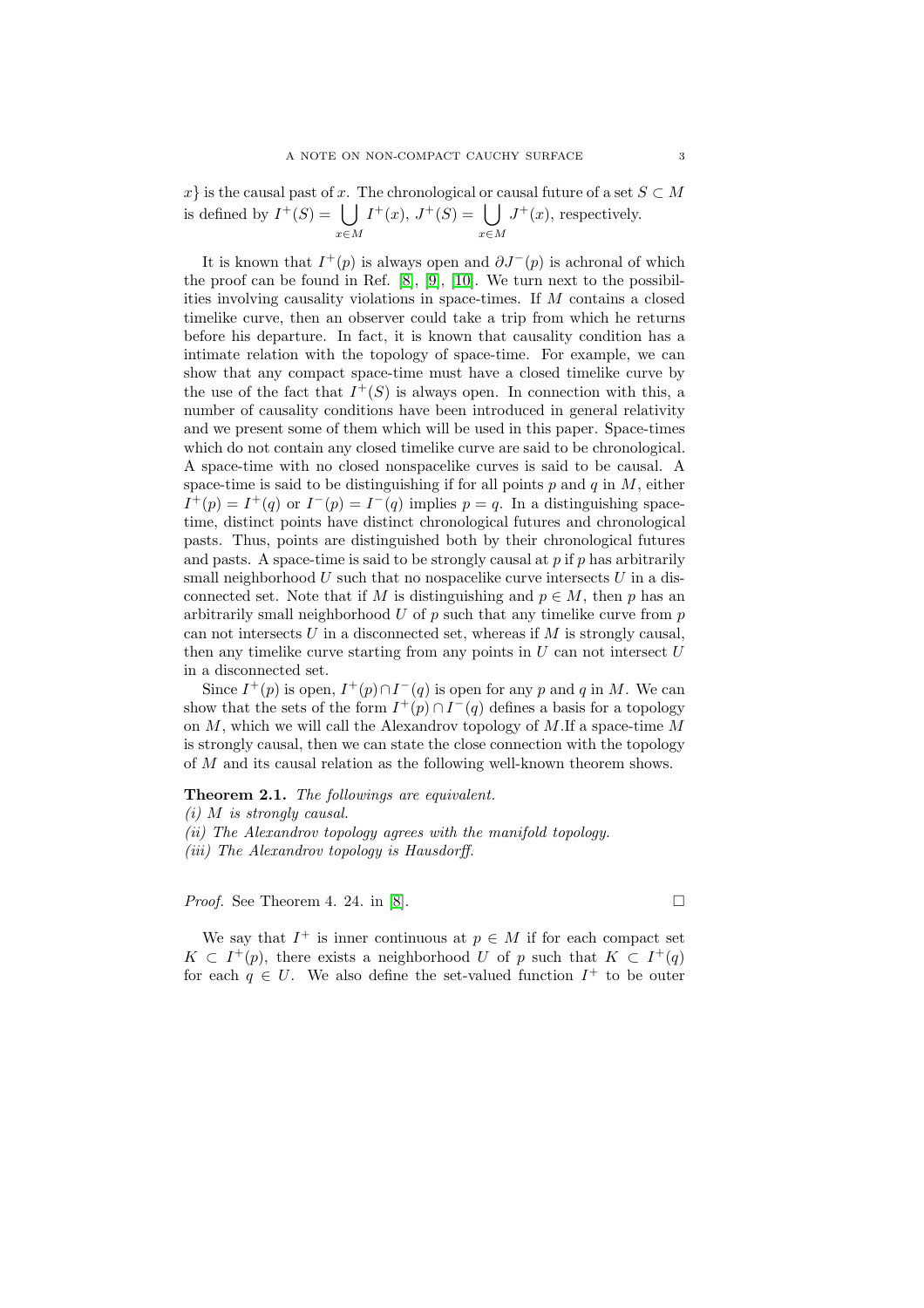$x\}$ is the causal past of $x$. The chronological or causal future of a set $S \subset M$ is defined by $I^+(S) = \bigcup_{x \in M} I^+(x)$, $J^+(S) = \bigcup_{x \in M} J^+(x)$, respectively.

It is known that $I^+(p)$ is always open and $\partial J^-(p)$ is achronal of which the proof can be found in Ref. [8], [9], [10]. We turn next to the possibilities involving causality violations in space-times. If $M$ contains a closed timelike curve, then an observer could take a trip from which he returns before his departure. In fact, it is known that causality condition has a intimate relation with the topology of space-time. For example, we can show that any compact space-time must have a closed timelike curve by the use of the fact that $I^+(S)$ is always open. In connection with this, a number of causality conditions have been introduced in general relativity and we present some of them which will be used in this paper. Space-times which do not contain any closed timelike curve are said to be chronological. A space-time with no closed nonspacelike curves is said to be causal. A space-time is said to be distinguishing if for all points $p$ and $q$ in $M$, either $I^+(p) = I^+(q)$ or $I^-(p) = I^-(q)$ implies $p = q$. In a distinguishing space-time, distinct points have distinct chronological futures and chronological pasts. Thus, points are distinguished both by their chronological futures and pasts. A space-time is said to be strongly causal at $p$ if $p$ has arbitrarily small neighborhood $U$ such that no nospacelike curve intersects $U$ in a disconnected set. Note that if $M$ is distinguishing and $p \in M$, then $p$ has an arbitrarily small neighborhood $U$ of $p$ such that any timelike curve from $p$ can not intersects $U$ in a disconnected set, whereas if $M$ is strongly causal, then any timelike curve starting from any points in $U$ can not intersect $U$ in a disconnected set.

Since $I^+(p)$ is open, $I^+(p) \cap I^-(q)$ is open for any $p$ and $q$ in $M$. We can show that the sets of the form $I^+(p) \cap I^-(q)$ defines a basis for a topology on $M$, which we will call the Alexandrov topology of $M$.If a space-time $M$ is strongly causal, then we can state the close connection with the topology of $M$ and its causal relation as the following well-known theorem shows.

**Theorem 2.1.** *The followings are equivalent.*
*(i) $M$ is strongly causal.*
*(ii) The Alexandrov topology agrees with the manifold topology.*
*(iii) The Alexandrov topology is Hausdorff.*

*Proof.* See Theorem 4. 24. in [8]. □

We say that $I^+$ is inner continuous at $p \in M$ if for each compact set $K \subset I^+(p)$, there exists a neighborhood $U$ of $p$ such that $K \subset I^+(q)$ for each $q \in U$. We also define the set-valued function $I^+$ to be outer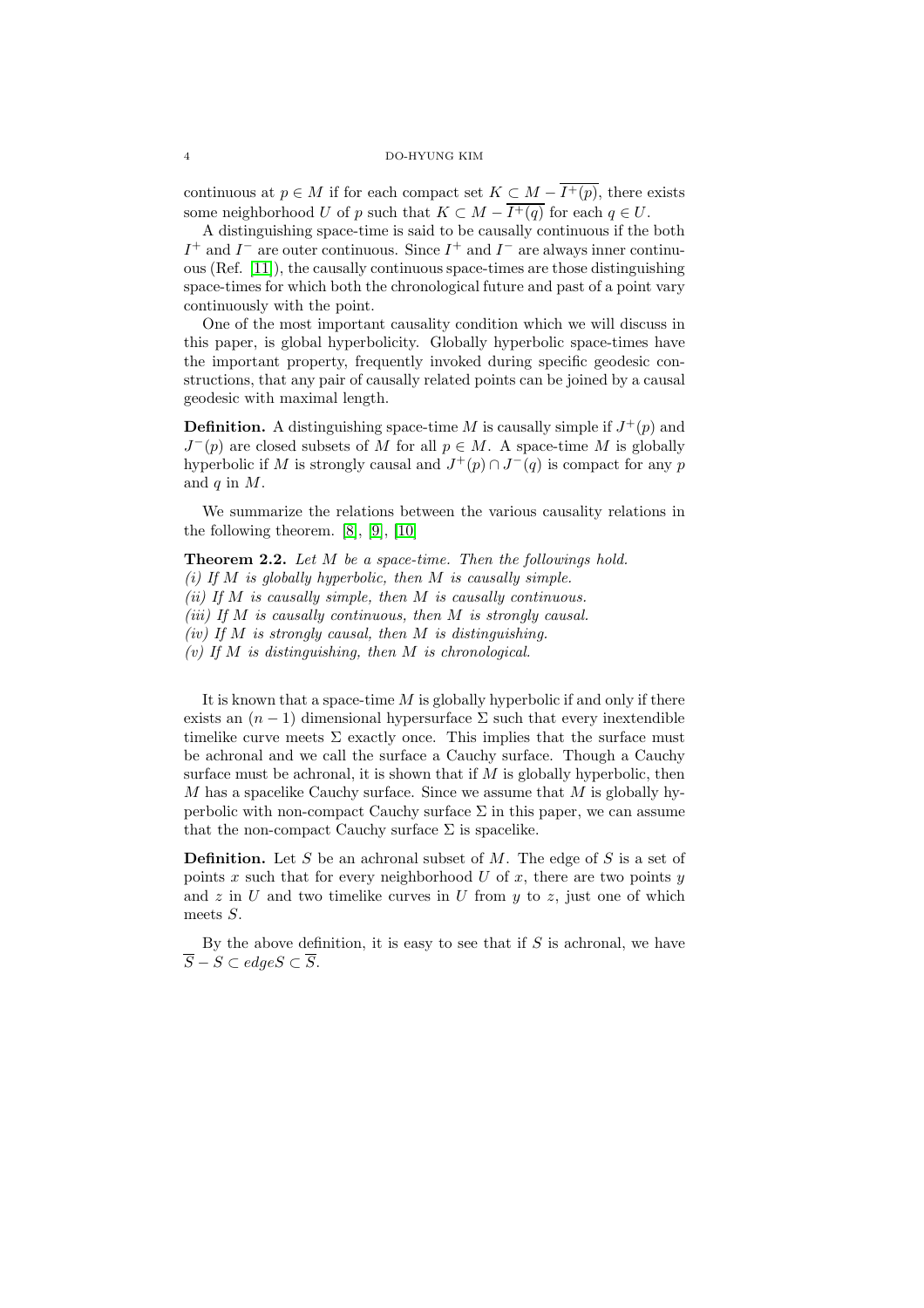continuous at $p \in M$ if for each compact set $K \subset M - \overline{I^+(p)}$, there exists some neighborhood $U$ of $p$ such that $K \subset M - \overline{I^+(q)}$ for each $q \in U$.

A distinguishing space-time is said to be causally continuous if the both $I^+$ and $I^-$ are outer continuous. Since $I^+$ and $I^-$ are always inner continuous (Ref. [11]), the causally continuous space-times are those distinguishing space-times for which both the chronological future and past of a point vary continuously with the point.

One of the most important causality condition which we will discuss in this paper, is global hyperbolicity. Globally hyperbolic space-times have the important property, frequently invoked during specific geodesic constructions, that any pair of causally related points can be joined by a causal geodesic with maximal length.

**Definition.** A distinguishing space-time $M$ is causally simple if $J^+(p)$ and $J^-(p)$ are closed subsets of $M$ for all $p \in M$. A space-time $M$ is globally hyperbolic if $M$ is strongly causal and $J^+(p) \cap J^-(q)$ is compact for any $p$ and $q$ in $M$.

We summarize the relations between the various causality relations in the following theorem. [8], [9], [10]

**Theorem 2.2.** *Let $M$ be a space-time. Then the followings hold.*
*(i) If $M$ is globally hyperbolic, then $M$ is causally simple.*
*(ii) If $M$ is causally simple, then $M$ is causally continuous.*
*(iii) If $M$ is causally continuous, then $M$ is strongly causal.*
*(iv) If $M$ is strongly causal, then $M$ is distinguishing.*
*(v) If $M$ is distinguishing, then $M$ is chronological.*

It is known that a space-time $M$ is globally hyperbolic if and only if there exists an $(n-1)$ dimensional hypersurface $\Sigma$ such that every inextendible timelike curve meets $\Sigma$ exactly once. This implies that the surface must be achronal and we call the surface a Cauchy surface. Though a Cauchy surface must be achronal, it is shown that if $M$ is globally hyperbolic, then $M$ has a spacelike Cauchy surface. Since we assume that $M$ is globally hyperbolic with non-compact Cauchy surface $\Sigma$ in this paper, we can assume that the non-compact Cauchy surface $\Sigma$ is spacelike.

**Definition.** Let $S$ be an achronal subset of $M$. The edge of $S$ is a set of points $x$ such that for every neighborhood $U$ of $x$, there are two points $y$ and $z$ in $U$ and two timelike curves in $U$ from $y$ to $z$, just one of which meets $S$.

By the above definition, it is easy to see that if $S$ is achronal, we have $\overline{S} - S \subset edge S \subset \overline{S}$.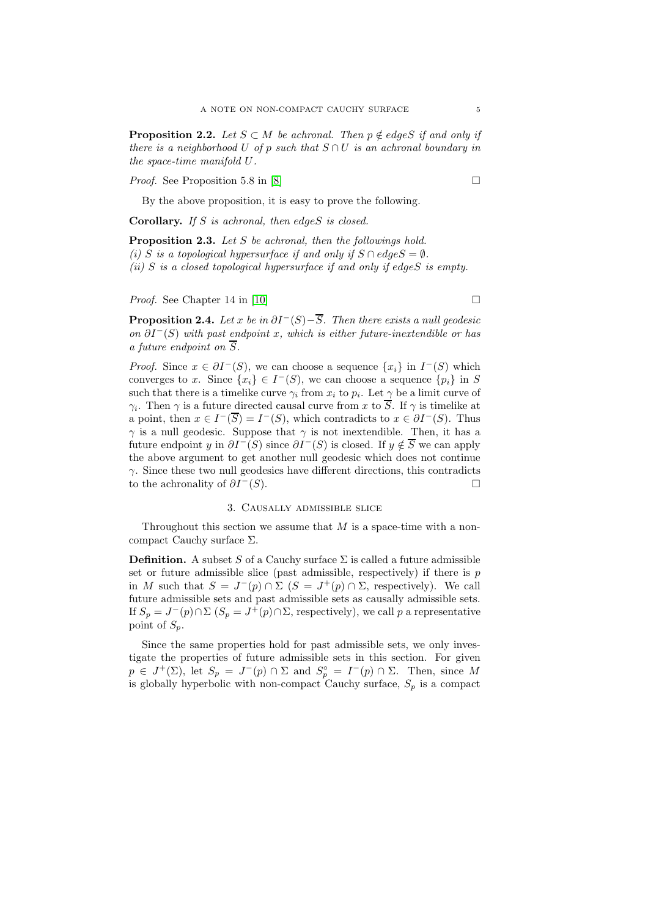**Proposition 2.2.** *Let $S \subset M$ be achronal. Then $p \notin edge S$ if and only if there is a neighborhood $U$ of $p$ such that $S \cap U$ is an achronal boundary in the space-time manifold $U$.*

*Proof.* See Proposition 5.8 in [8] □

By the above proposition, it is easy to prove the following.

**Corollary.** *If $S$ is achronal, then $edge S$ is closed.*

**Proposition 2.3.** *Let $S$ be achronal, then the followings hold.*
*(i) $S$ is a topological hypersurface if and only if $S \cap edge S = \emptyset$.*
*(ii) $S$ is a closed topological hypersurface if and only if $edge S$ is empty.*

*Proof.* See Chapter 14 in [10] □

**Proposition 2.4.** *Let $x$ be in $\partial I^-(S) - \overline{S}$. Then there exists a null geodesic on $\partial I^-(S)$ with past endpoint $x$, which is either future-inextendible or has a future endpoint on $\overline{S}$.*

*Proof.* Since $x \in \partial I^-(S)$, we can choose a sequence $\{x_i\}$ in $I^-(S)$ which converges to $x$. Since $\{x_i\} \in I^-(S)$, we can choose a sequence $\{p_i\}$ in $S$ such that there is a timelike curve $\gamma_i$ from $x_i$ to $p_i$. Let $\gamma$ be a limit curve of $\gamma_i$. Then $\gamma$ is a future directed causal curve from $x$ to $\overline{S}$. If $\gamma$ is timelike at a point, then $x \in I^-(\overline{S}) = I^-(S)$, which contradicts to $x \in \partial I^-(S)$. Thus $\gamma$ is a null geodesic. Suppose that $\gamma$ is not inextendible. Then, it has a future endpoint $y$ in $\partial I^-(S)$ since $\partial I^-(S)$ is closed. If $y \notin \overline{S}$ we can apply the above argument to get another null geodesic which does not continue $\gamma$. Since these two null geodesics have different directions, this contradicts to the achronality of $\partial I^-(S)$. □

## 3. Causally admissible slice

Throughout this section we assume that $M$ is a space-time with a non-compact Cauchy surface $\Sigma$.

**Definition.** A subset $S$ of a Cauchy surface $\Sigma$ is called a future admissible set or future admissible slice (past admissible, respectively) if there is $p$ in $M$ such that $S = J^-(p) \cap \Sigma$ ($S = J^+(p) \cap \Sigma$, respectively). We call future admissible sets and past admissible sets as causally admissible sets. If $S_p = J^-(p) \cap \Sigma$ ($S_p = J^+(p) \cap \Sigma$, respectively), we call $p$ a representative point of $S_p$.

Since the same properties hold for past admissible sets, we only investigate the properties of future admissible sets in this section. For given $p \in J^+(\Sigma)$, let $S_p = J^-(p) \cap \Sigma$ and $S_p^\circ = I^-(p) \cap \Sigma$. Then, since $M$ is globally hyperbolic with non-compact Cauchy surface, $S_p$ is a compact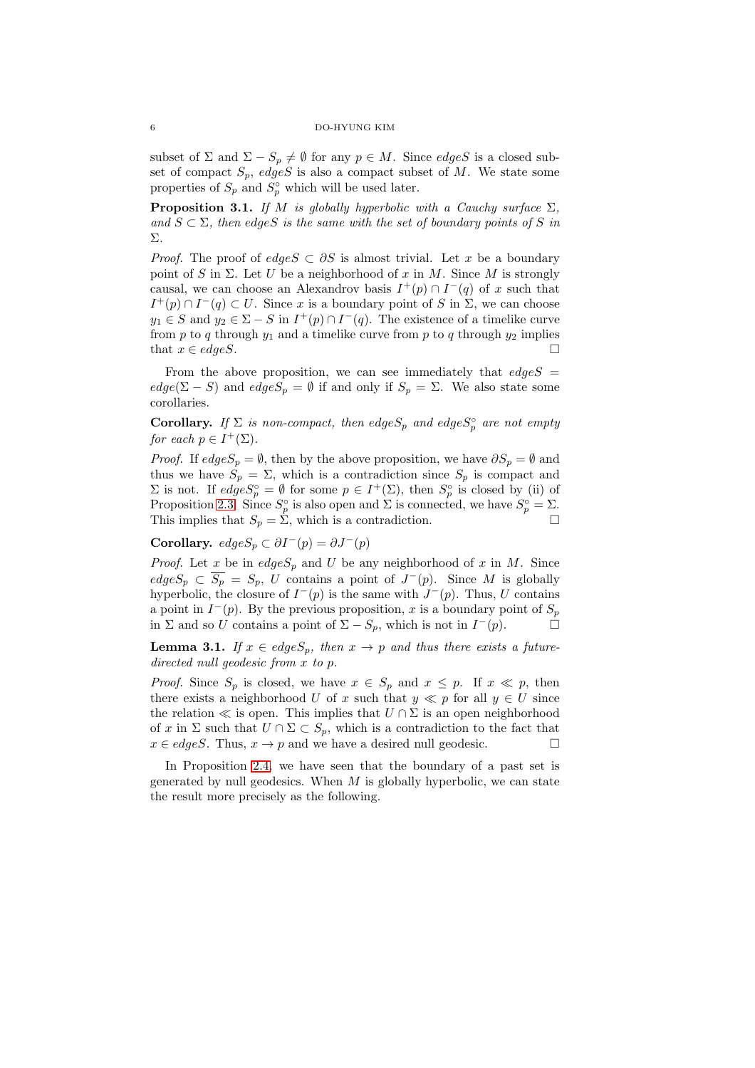subset of $\Sigma$ and $\Sigma - S_p \neq \emptyset$ for any $p \in M$. Since $edgeS$ is a closed subset of compact $S_p$, $edgeS$ is also a compact subset of $M$. We state some properties of $S_p$ and $S_p^\circ$ which will be used later.

**Proposition 3.1.** *If $M$ is globally hyperbolic with a Cauchy surface $\Sigma$, and $S \subset \Sigma$, then $edgeS$ is the same with the set of boundary points of $S$ in $\Sigma$.*

*Proof.* The proof of $edgeS \subset \partial S$ is almost trivial. Let $x$ be a boundary point of $S$ in $\Sigma$. Let $U$ be a neighborhood of $x$ in $M$. Since $M$ is strongly causal, we can choose an Alexandrov basis $I^+(p) \cap I^-(q)$ of $x$ such that $I^+(p) \cap I^-(q) \subset U$. Since $x$ is a boundary point of $S$ in $\Sigma$, we can choose $y_1 \in S$ and $y_2 \in \Sigma - S$ in $I^+(p) \cap I^-(q)$. The existence of a timelike curve from $p$ to $q$ through $y_1$ and a timelike curve from $p$ to $q$ through $y_2$ implies that $x \in edgeS$. □

From the above proposition, we can see immediately that $edgeS = edge(\Sigma - S)$ and $edgeS_p = \emptyset$ if and only if $S_p = \Sigma$. We also state some corollaries.

**Corollary.** *If $\Sigma$ is non-compact, then $edgeS_p$ and $edgeS_p^\circ$ are not empty for each $p \in I^+(\Sigma)$.*

*Proof.* If $edgeS_p = \emptyset$, then by the above proposition, we have $\partial S_p = \emptyset$ and thus we have $S_p = \Sigma$, which is a contradiction since $S_p$ is compact and $\Sigma$ is not. If $edgeS_p^\circ = \emptyset$ for some $p \in I^+(\Sigma)$, then $S_p^\circ$ is closed by (ii) of Proposition 2.3. Since $S_p^\circ$ is also open and $\Sigma$ is connected, we have $S_p^\circ = \Sigma$. This implies that $S_p = \Sigma$, which is a contradiction. □

**Corollary.** $edgeS_p \subset \partial I^-(p) = \partial J^-(p)$

*Proof.* Let $x$ be in $edgeS_p$ and $U$ be any neighborhood of $x$ in $M$. Since $edgeS_p \subset \overline{S_p} = S_p$, $U$ contains a point of $J^-(p)$. Since $M$ is globally hyperbolic, the closure of $I^-(p)$ is the same with $J^-(p)$. Thus, $U$ contains a point in $I^-(p)$. By the previous proposition, $x$ is a boundary point of $S_p$ in $\Sigma$ and so $U$ contains a point of $\Sigma - S_p$, which is not in $I^-(p)$. □

**Lemma 3.1.** *If $x \in edgeS_p$, then $x \to p$ and thus there exists a future-directed null geodesic from $x$ to $p$.*

*Proof.* Since $S_p$ is closed, we have $x \in S_p$ and $x \leq p$. If $x \ll p$, then there exists a neighborhood $U$ of $x$ such that $y \ll p$ for all $y \in U$ since the relation $\ll$ is open. This implies that $U \cap \Sigma$ is an open neighborhood of $x$ in $\Sigma$ such that $U \cap \Sigma \subset S_p$, which is a contradiction to the fact that $x \in edgeS$. Thus, $x \to p$ and we have a desired null geodesic. □

In Proposition 2.4, we have seen that the boundary of a past set is generated by null geodesics. When $M$ is globally hyperbolic, we can state the result more precisely as the following.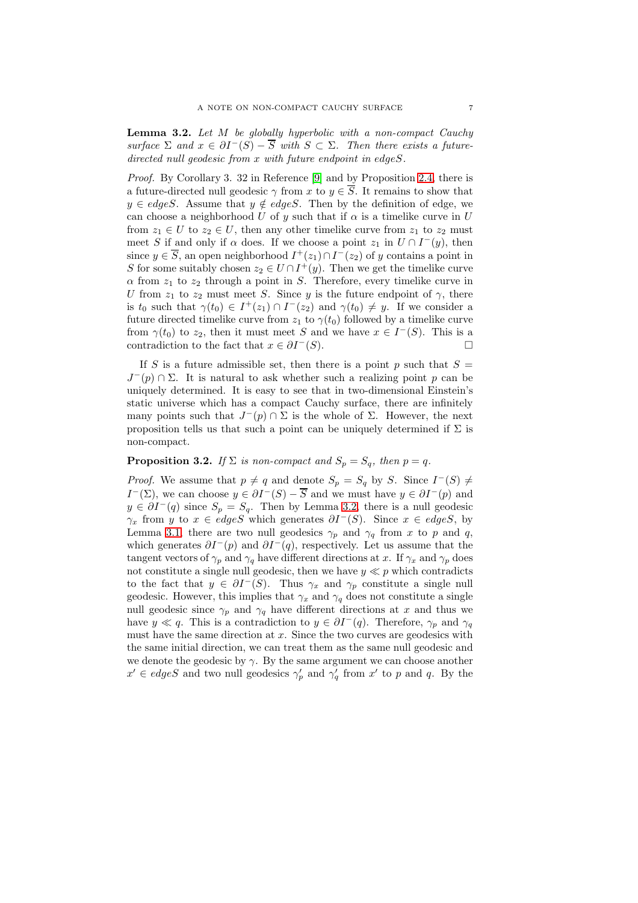**Lemma 3.2.** *Let $M$ be globally hyperbolic with a non-compact Cauchy surface $\Sigma$ and $x \in \partial I^-(S) - \overline{S}$ with $S \subset \Sigma$. Then there exists a future-directed null geodesic from $x$ with future endpoint in $edgeS$.*

*Proof.* By Corollary 3. 32 in Reference [9] and by Proposition 2.4, there is a future-directed null geodesic $\gamma$ from $x$ to $y \in \overline{S}$. It remains to show that $y \in edgeS$. Assume that $y \notin edgeS$. Then by the definition of edge, we can choose a neighborhood $U$ of $y$ such that if $\alpha$ is a timelike curve in $U$ from $z_1 \in U$ to $z_2 \in U$, then any other timelike curve from $z_1$ to $z_2$ must meet $S$ if and only if $\alpha$ does. If we choose a point $z_1$ in $U \cap I^-(y)$, then since $y \in \overline{S}$, an open neighborhood $I^+(z_1) \cap I^-(z_2)$ of $y$ contains a point in $S$ for some suitably chosen $z_2 \in U \cap I^+(y)$. Then we get the timelike curve $\alpha$ from $z_1$ to $z_2$ through a point in $S$. Therefore, every timelike curve in $U$ from $z_1$ to $z_2$ must meet $S$. Since $y$ is the future endpoint of $\gamma$, there is $t_0$ such that $\gamma(t_0) \in I^+(z_1) \cap I^-(z_2)$ and $\gamma(t_0) \neq y$. If we consider a future directed timelike curve from $z_1$ to $\gamma(t_0)$ followed by a timelike curve from $\gamma(t_0)$ to $z_2$, then it must meet $S$ and we have $x \in I^-(S)$. This is a contradiction to the fact that $x \in \partial I^-(S)$. □

If $S$ is a future admissible set, then there is a point $p$ such that $S = J^-(p) \cap \Sigma$. It is natural to ask whether such a realizing point $p$ can be uniquely determined. It is easy to see that in two-dimensional Einstein's static universe which has a compact Cauchy surface, there are infinitely many points such that $J^-(p) \cap \Sigma$ is the whole of $\Sigma$. However, the next proposition tells us that such a point can be uniquely determined if $\Sigma$ is non-compact.

**Proposition 3.2.** *If $\Sigma$ is non-compact and $S_p = S_q$, then $p = q$.*

*Proof.* We assume that $p \neq q$ and denote $S_p = S_q$ by $S$. Since $I^-(S) \neq I^-(\Sigma)$, we can choose $y \in \partial I^-(S) - \overline{S}$ and we must have $y \in \partial I^-(p)$ and $y \in \partial I^-(q)$ since $S_p = S_q$. Then by Lemma 3.2, there is a null geodesic $\gamma_x$ from $y$ to $x \in edgeS$ which generates $\partial I^-(S)$. Since $x \in edgeS$, by Lemma 3.1, there are two null geodesics $\gamma_p$ and $\gamma_q$ from $x$ to $p$ and $q$, which generates $\partial I^-(p)$ and $\partial I^-(q)$, respectively. Let us assume that the tangent vectors of $\gamma_p$ and $\gamma_q$ have different directions at $x$. If $\gamma_x$ and $\gamma_p$ does not constitute a single null geodesic, then we have $y \ll p$ which contradicts to the fact that $y \in \partial I^-(S)$. Thus $\gamma_x$ and $\gamma_p$ constitute a single null geodesic. However, this implies that $\gamma_x$ and $\gamma_q$ does not constitute a single null geodesic since $\gamma_p$ and $\gamma_q$ have different directions at $x$ and thus we have $y \ll q$. This is a contradiction to $y \in \partial I^-(q)$. Therefore, $\gamma_p$ and $\gamma_q$ must have the same direction at $x$. Since the two curves are geodesics with the same initial direction, we can treat them as the same null geodesic and we denote the geodesic by $\gamma$. By the same argument we can choose another $x' \in edgeS$ and two null geodesics $\gamma'_p$ and $\gamma'_q$ from $x'$ to $p$ and $q$. By the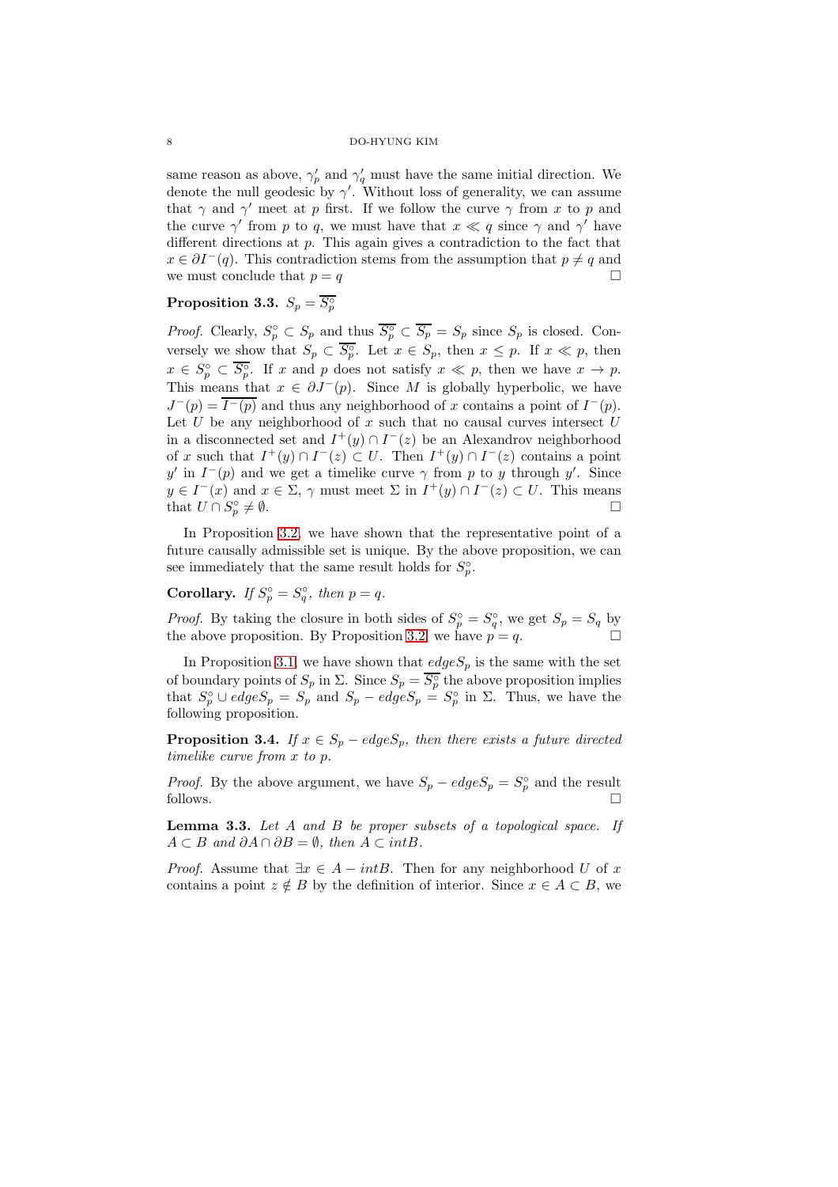same reason as above, $\gamma'_p$ and $\gamma'_q$ must have the same initial direction. We denote the null geodesic by $\gamma'$. Without loss of generality, we can assume that $\gamma$ and $\gamma'$ meet at $p$ first. If we follow the curve $\gamma$ from $x$ to $p$ and the curve $\gamma'$ from $p$ to $q$, we must have that $x \ll q$ since $\gamma$ and $\gamma'$ have different directions at $p$. This again gives a contradiction to the fact that $x \in \partial I^-(q)$. This contradiction stems from the assumption that $p \neq q$ and we must conclude that $p = q$ □

**Proposition 3.3.** $S_p = \overline{S_p^\circ}$

*Proof.* Clearly, $S_p^\circ \subset S_p$ and thus $\overline{S_p^\circ} \subset \overline{S_p} = S_p$ since $S_p$ is closed. Conversely we show that $S_p \subset \overline{S_p^\circ}$. Let $x \in S_p$, then $x \leq p$. If $x \ll p$, then $x \in S_p^\circ \subset \overline{S_p^\circ}$. If $x$ and $p$ does not satisfy $x \ll p$, then we have $x \to p$. This means that $x \in \partial J^-(p)$. Since $M$ is globally hyperbolic, we have $J^-(p) = \overline{I^-(p)}$ and thus any neighborhood of $x$ contains a point of $I^-(p)$. Let $U$ be any neighborhood of $x$ such that no causal curves intersect $U$ in a disconnected set and $I^+(y) \cap I^-(z)$ be an Alexandrov neighborhood of $x$ such that $I^+(y) \cap I^-(z) \subset U$. Then $I^+(y) \cap I^-(z)$ contains a point $y'$ in $I^-(p)$ and we get a timelike curve $\gamma$ from $p$ to $y$ through $y'$. Since $y \in I^-(x)$ and $x \in \Sigma$, $\gamma$ must meet $\Sigma$ in $I^+(y) \cap I^-(z) \subset U$. This means that $U \cap S_p^\circ \neq \emptyset$. □

In Proposition 3.2, we have shown that the representative point of a future causally admissible set is unique. By the above proposition, we can see immediately that the same result holds for $S_p^\circ$.

**Corollary.** *If $S_p^\circ = S_q^\circ$, then $p = q$.*

*Proof.* By taking the closure in both sides of $S_p^\circ = S_q^\circ$, we get $S_p = S_q$ by the above proposition. By Proposition 3.2, we have $p = q$. □

In Proposition 3.1, we have shown that $edgeS_p$ is the same with the set of boundary points of $S_p$ in $\Sigma$. Since $S_p = \overline{S_p^\circ}$ the above proposition implies that $S_p^\circ \cup edgeS_p = S_p$ and $S_p - edgeS_p = S_p^\circ$ in $\Sigma$. Thus, we have the following proposition.

**Proposition 3.4.** *If $x \in S_p - edgeS_p$, then there exists a future directed timelike curve from $x$ to $p$.*

*Proof.* By the above argument, we have $S_p - edgeS_p = S_p^\circ$ and the result follows. □

**Lemma 3.3.** *Let $A$ and $B$ be proper subsets of a topological space. If $A \subset B$ and $\partial A \cap \partial B = \emptyset$, then $A \subset intB$.*

*Proof.* Assume that $\exists x \in A - intB$. Then for any neighborhood $U$ of $x$ contains a point $z \notin B$ by the definition of interior. Since $x \in A \subset B$, we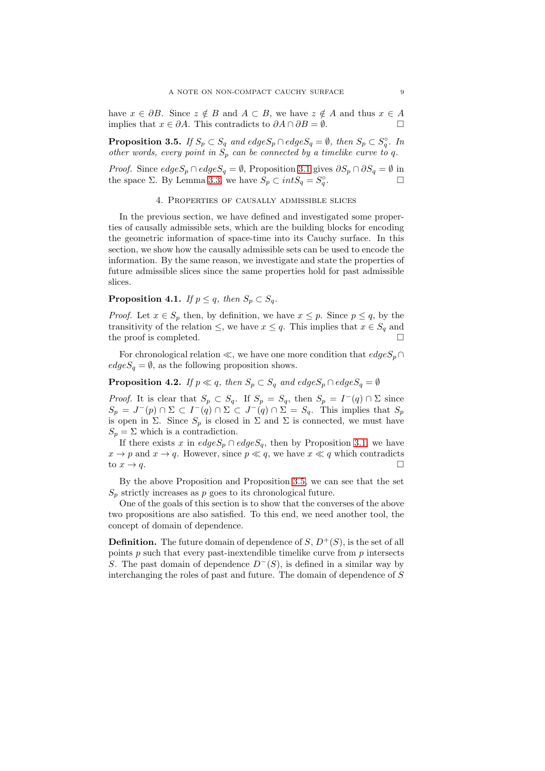have $x \in \partial B$. Since $z \notin B$ and $A \subset B$, we have $z \notin A$ and thus $x \in A$ implies that $x \in \partial A$. This contradicts to $\partial A \cap \partial B = \emptyset$. □

**Proposition 3.5.** *If $S_p \subset S_q$ and $edge S_p \cap edge S_q = \emptyset$, then $S_p \subset S_q^\circ$. In other words, every point in $S_p$ can be connected by a timelike curve to $q$.*

*Proof.* Since $edge S_p \cap edge S_q = \emptyset$, Proposition 3.1 gives $\partial S_p \cap \partial S_q = \emptyset$ in the space $\Sigma$. By Lemma 3.3, we have $S_p \subset int S_q = S_q^\circ$. □

## 4. Properties of causally admissible slices

In the previous section, we have defined and investigated some properties of causally admissible sets, which are the building blocks for encoding the geometric information of space-time into its Cauchy surface. In this section, we show how the causally admissible sets can be used to encode the information. By the same reason, we investigate and state the properties of future admissible slices since the same properties hold for past admissible slices.

**Proposition 4.1.** *If $p \leq q$, then $S_p \subset S_q$.*

*Proof.* Let $x \in S_p$ then, by definition, we have $x \leq p$. Since $p \leq q$, by the transitivity of the relation $\leq$, we have $x \leq q$. This implies that $x \in S_q$ and the proof is completed. □

For chronological relation $\ll$, we have one more condition that $edge S_p \cap edge S_q = \emptyset$, as the following proposition shows.

**Proposition 4.2.** *If $p \ll q$, then $S_p \subset S_q$ and $edge S_p \cap edge S_q = \emptyset$*

*Proof.* It is clear that $S_p \subset S_q$. If $S_p = S_q$, then $S_p = I^-(q) \cap \Sigma$ since $S_p = J^-(p) \cap \Sigma \subset I^-(q) \cap \Sigma \subset J^-(q) \cap \Sigma = S_q$. This implies that $S_p$ is open in $\Sigma$. Since $S_p$ is closed in $\Sigma$ and $\Sigma$ is connected, we must have $S_p = \Sigma$ which is a contradiction.

If there exists $x$ in $edge S_p \cap edge S_q$, then by Proposition 3.1, we have $x \to p$ and $x \to q$. However, since $p \ll q$, we have $x \ll q$ which contradicts to $x \to q$. □

By the above Proposition and Proposition 3.5, we can see that the set $S_p$ strictly increases as $p$ goes to its chronological future.

One of the goals of this section is to show that the converses of the above two propositions are also satisfied. To this end, we need another tool, the concept of domain of dependence.

**Definition.** The future domain of dependence of $S$, $D^+(S)$, is the set of all points $p$ such that every past-inextendible timelike curve from $p$ intersects $S$. The past domain of dependence $D^-(S)$, is defined in a similar way by interchanging the roles of past and future. The domain of dependence of $S$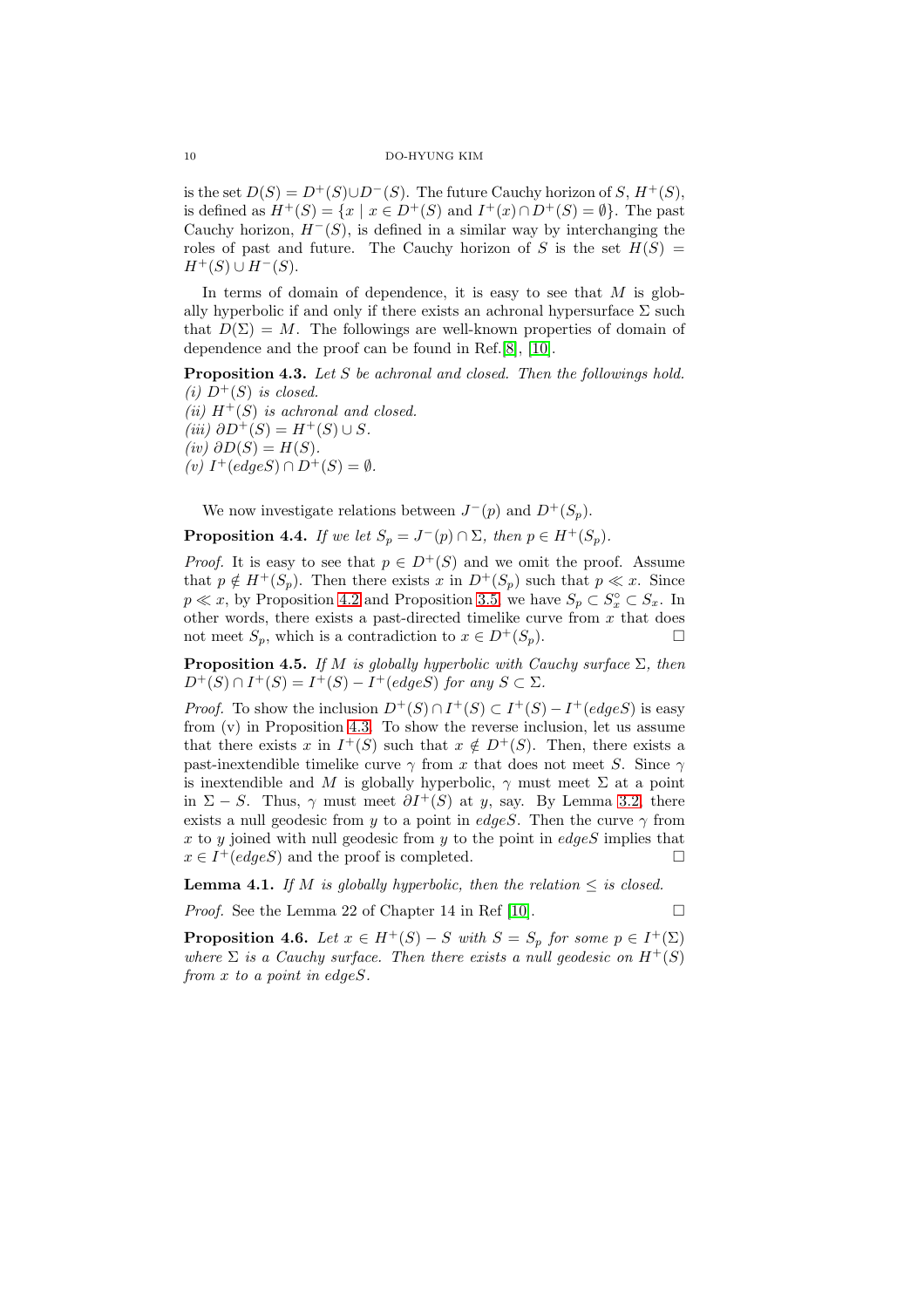is the set $D(S) = D^+(S) \cup D^-(S)$. The future Cauchy horizon of $S$, $H^+(S)$, is defined as $H^+(S) = \{x \mid x \in D^+(S)$ and $I^+(x) \cap D^+(S) = \emptyset\}$. The past Cauchy horizon, $H^-(S)$, is defined in a similar way by interchanging the roles of past and future. The Cauchy horizon of $S$ is the set $H(S) = H^+(S) \cup H^-(S)$.

In terms of domain of dependence, it is easy to see that $M$ is globally hyperbolic if and only if there exists an achronal hypersurface $\Sigma$ such that $D(\Sigma) = M$. The followings are well-known properties of domain of dependence and the proof can be found in Ref.[8], [10].

**Proposition 4.3.** *Let $S$ be achronal and closed. Then the followings hold.*
*(i) $D^+(S)$ is closed.*
*(ii) $H^+(S)$ is achronal and closed.*
*(iii) $\partial D^+(S) = H^+(S) \cup S$.*
*(iv) $\partial D(S) = H(S)$.*
*(v) $I^+(edgeS) \cap D^+(S) = \emptyset$.*

We now investigate relations between $J^-(p)$ and $D^+(S_p)$.

**Proposition 4.4.** *If we let $S_p = J^-(p) \cap \Sigma$, then $p \in H^+(S_p)$.*

*Proof.* It is easy to see that $p \in D^+(S)$ and we omit the proof. Assume that $p \notin H^+(S_p)$. Then there exists $x$ in $D^+(S_p)$ such that $p \ll x$. Since $p \ll x$, by Proposition 4.2 and Proposition 3.5, we have $S_p \subset S_x^\circ \subset S_x$. In other words, there exists a past-directed timelike curve from $x$ that does not meet $S_p$, which is a contradiction to $x \in D^+(S_p)$. □

**Proposition 4.5.** *If $M$ is globally hyperbolic with Cauchy surface $\Sigma$, then $D^+(S) \cap I^+(S) = I^+(S) - I^+(edgeS)$ for any $S \subset \Sigma$.*

*Proof.* To show the inclusion $D^+(S) \cap I^+(S) \subset I^+(S) - I^+(edgeS)$ is easy from (v) in Proposition 4.3. To show the reverse inclusion, let us assume that there exists $x$ in $I^+(S)$ such that $x \notin D^+(S)$. Then, there exists a past-inextendible timelike curve $\gamma$ from $x$ that does not meet $S$. Since $\gamma$ is inextendible and $M$ is globally hyperbolic, $\gamma$ must meet $\Sigma$ at a point in $\Sigma - S$. Thus, $\gamma$ must meet $\partial I^+(S)$ at $y$, say. By Lemma 3.2, there exists a null geodesic from $y$ to a point in $edgeS$. Then the curve $\gamma$ from $x$ to $y$ joined with null geodesic from $y$ to the point in $edgeS$ implies that $x \in I^+(edgeS)$ and the proof is completed. □

**Lemma 4.1.** *If $M$ is globally hyperbolic, then the relation $\leq$ is closed.*

*Proof.* See the Lemma 22 of Chapter 14 in Ref [10]. □

**Proposition 4.6.** *Let $x \in H^+(S) - S$ with $S = S_p$ for some $p \in I^+(\Sigma)$ where $\Sigma$ is a Cauchy surface. Then there exists a null geodesic on $H^+(S)$ from $x$ to a point in $edgeS$.*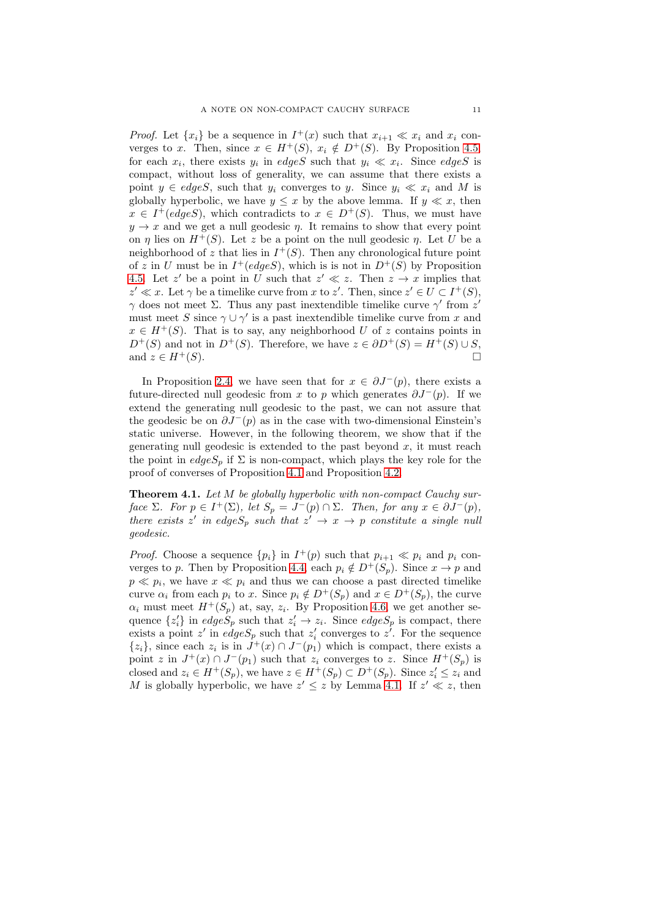*Proof.* Let $\{x_i\}$ be a sequence in $I^+(x)$ such that $x_{i+1} \ll x_i$ and $x_i$ converges to $x$. Then, since $x \in H^+(S)$, $x_i \notin D^+(S)$. By Proposition 4.5, for each $x_i$, there exists $y_i$ in $edge S$ such that $y_i \ll x_i$. Since $edge S$ is compact, without loss of generality, we can assume that there exists a point $y \in edge S$, such that $y_i$ converges to $y$. Since $y_i \ll x_i$ and $M$ is globally hyperbolic, we have $y \leq x$ by the above lemma. If $y \ll x$, then $x \in I^+(edge S)$, which contradicts to $x \in D^+(S)$. Thus, we must have $y \to x$ and we get a null geodesic $\eta$. It remains to show that every point on $\eta$ lies on $H^+(S)$. Let $z$ be a point on the null geodesic $\eta$. Let $U$ be a neighborhood of $z$ that lies in $I^+(S)$. Then any chronological future point of $z$ in $U$ must be in $I^+(edge S)$, which is is not in $D^+(S)$ by Proposition 4.5. Let $z'$ be a point in $U$ such that $z' \ll z$. Then $z \to x$ implies that $z' \ll x$. Let $\gamma$ be a timelike curve from $x$ to $z'$. Then, since $z' \in U \subset I^+(S)$, $\gamma$ does not meet $\Sigma$. Thus any past inextendible timelike curve $\gamma'$ from $z'$ must meet $S$ since $\gamma \cup \gamma'$ is a past inextendible timelike curve from $x$ and $x \in H^+(S)$. That is to say, any neighborhood $U$ of $z$ contains points in $D^+(S)$ and not in $D^+(S)$. Therefore, we have $z \in \partial D^+(S) = H^+(S) \cup S$, and $z \in H^+(S)$. □

In Proposition 2.4, we have seen that for $x \in \partial J^-(p)$, there exists a future-directed null geodesic from $x$ to $p$ which generates $\partial J^-(p)$. If we extend the generating null geodesic to the past, we can not assure that the geodesic be on $\partial J^-(p)$ as in the case with two-dimensional Einstein's static universe. However, in the following theorem, we show that if the generating null geodesic is extended to the past beyond $x$, it must reach the point in $edge S_p$ if $\Sigma$ is non-compact, which plays the key role for the proof of converses of Proposition 4.1 and Proposition 4.2.

**Theorem 4.1.** *Let $M$ be globally hyperbolic with non-compact Cauchy surface $\Sigma$. For $p \in I^+(\Sigma)$, let $S_p = J^-(p) \cap \Sigma$. Then, for any $x \in \partial J^-(p)$, there exists $z'$ in $edge S_p$ such that $z' \to x \to p$ constitute a single null geodesic.*

*Proof.* Choose a sequence $\{p_i\}$ in $I^+(p)$ such that $p_{i+1} \ll p_i$ and $p_i$ converges to $p$. Then by Proposition 4.4, each $p_i \notin D^+(S_p)$. Since $x \to p$ and $p \ll p_i$, we have $x \ll p_i$ and thus we can choose a past directed timelike curve $\alpha_i$ from each $p_i$ to $x$. Since $p_i \notin D^+(S_p)$ and $x \in D^+(S_p)$, the curve $\alpha_i$ must meet $H^+(S_p)$ at, say, $z_i$. By Proposition 4.6, we get another sequence $\{z'_i\}$ in $edge S_p$ such that $z'_i \to z_i$. Since $edge S_p$ is compact, there exists a point $z'$ in $edge S_p$ such that $z'_i$ converges to $z'$. For the sequence $\{z_i\}$, since each $z_i$ is in $J^+(x) \cap J^-(p_1)$ which is compact, there exists a point $z$ in $J^+(x) \cap J^-(p_1)$ such that $z_i$ converges to $z$. Since $H^+(S_p)$ is closed and $z_i \in H^+(S_p)$, we have $z \in H^+(S_p) \subset D^+(S_p)$. Since $z'_i \leq z_i$ and $M$ is globally hyperbolic, we have $z' \leq z$ by Lemma 4.1. If $z' \ll z$, then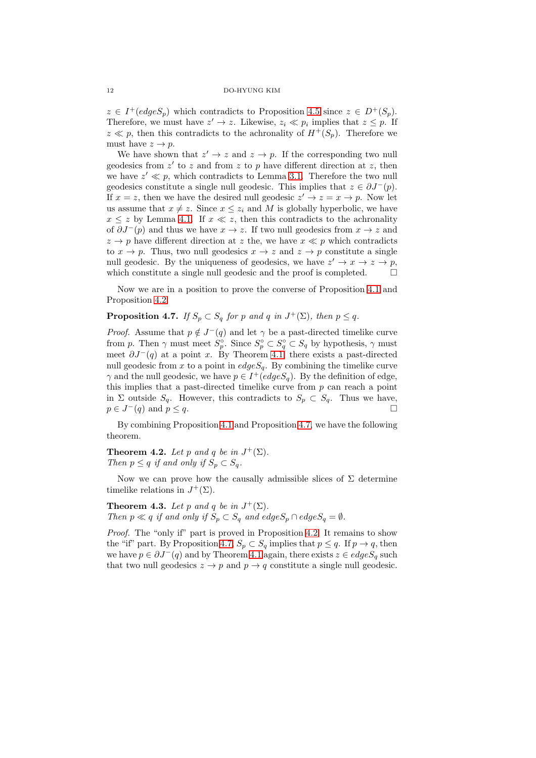$z \in I^+(edgeS_p)$ which contradicts to Proposition 4.5 since $z \in D^+(S_p)$. Therefore, we must have $z' \to z$. Likewise, $z_i \ll p_i$ implies that $z \leq p$. If $z \ll p$, then this contradicts to the achronality of $H^+(S_p)$. Therefore we must have $z \to p$.

We have shown that $z' \to z$ and $z \to p$. If the corresponding two null geodesics from $z'$ to $z$ and from $z$ to $p$ have different direction at $z$, then we have $z' \ll p$, which contradicts to Lemma 3.1. Therefore the two null geodesics constitute a single null geodesic. This implies that $z \in \partial J^-(p)$. If $x = z$, then we have the desired null geodesic $z' \to z = x \to p$. Now let us assume that $x \neq z$. Since $x \leq z_i$ and $M$ is globally hyperbolic, we have $x \leq z$ by Lemma 4.1. If $x \ll z$, then this contradicts to the achronality of $\partial J^-(p)$ and thus we have $x \to z$. If two null geodesics from $x \to z$ and $z \to p$ have different direction at $z$ the, we have $x \ll p$ which contradicts to $x \to p$. Thus, two null geodesics $x \to z$ and $z \to p$ constitute a single null geodesic. By the uniqueness of geodesics, we have $z' \to x \to z \to p$, which constitute a single null geodesic and the proof is completed. □

Now we are in a position to prove the converse of Proposition 4.1 and Proposition 4.2.

**Proposition 4.7.** *If $S_p \subset S_q$ for $p$ and $q$ in $J^+(\Sigma)$, then $p \leq q$.*

*Proof.* Assume that $p \notin J^-(q)$ and let $\gamma$ be a past-directed timelike curve from $p$. Then $\gamma$ must meet $S_p^\circ$. Since $S_p^\circ \subset S_q^\circ \subset S_q$ by hypothesis, $\gamma$ must meet $\partial J^-(q)$ at a point $x$. By Theorem 4.1, there exists a past-directed null geodesic from $x$ to a point in $edgeS_q$. By combining the timelike curve $\gamma$ and the null geodesic, we have $p \in I^+(edgeS_q)$. By the definition of edge, this implies that a past-directed timelike curve from $p$ can reach a point in $\Sigma$ outside $S_q$. However, this contradicts to $S_p \subset S_q$. Thus we have, $p \in J^-(q)$ and $p \leq q$. □

By combining Proposition 4.1 and Proposition 4.7, we have the following theorem.

**Theorem 4.2.** *Let $p$ and $q$ be in $J^+(\Sigma)$.*
*Then $p \leq q$ if and only if $S_p \subset S_q$.*

Now we can prove how the causally admissible slices of $\Sigma$ determine timelike relations in $J^+(\Sigma)$.

**Theorem 4.3.** *Let $p$ and $q$ be in $J^+(\Sigma)$.*
*Then $p \ll q$ if and only if $S_p \subset S_q$ and $edgeS_p \cap edgeS_q = \emptyset$.*

*Proof.* The "only if" part is proved in Proposition 4.2. It remains to show the "if" part. By Proposition 4.7, $S_p \subset S_q$ implies that $p \leq q$. If $p \to q$, then we have $p \in \partial J^-(q)$ and by Theorem 4.1 again, there exists $z \in edgeS_q$ such that two null geodesics $z \to p$ and $p \to q$ constitute a single null geodesic.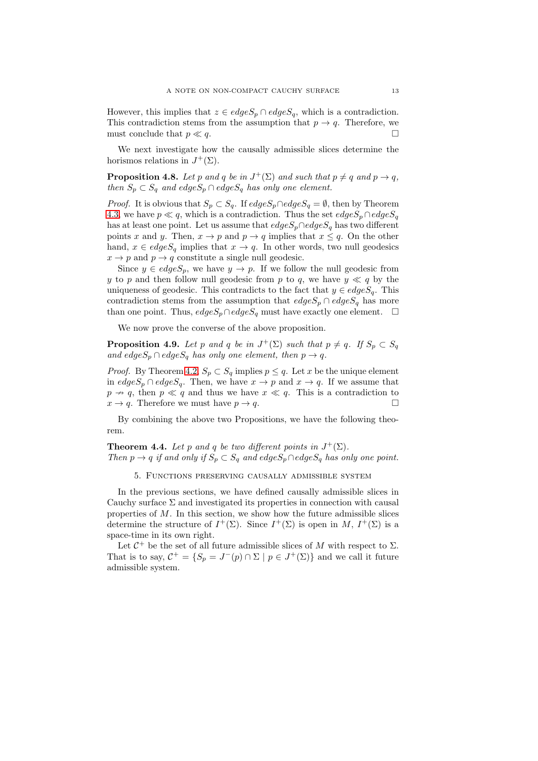However, this implies that $z \in edgeS_p \cap edgeS_q$, which is a contradiction. This contradiction stems from the assumption that $p \to q$. Therefore, we must conclude that $p \ll q$. □

We next investigate how the causally admissible slices determine the horismos relations in $J^+(\Sigma)$.

**Proposition 4.8.** *Let $p$ and $q$ be in $J^+(\Sigma)$ and such that $p \neq q$ and $p \to q$, then $S_p \subset S_q$ and $edgeS_p \cap edgeS_q$ has only one element.*

*Proof.* It is obvious that $S_p \subset S_q$. If $edgeS_p \cap edgeS_q = \emptyset$, then by Theorem 4.3, we have $p \ll q$, which is a contradiction. Thus the set $edgeS_p \cap edgeS_q$ has at least one point. Let us assume that $edgeS_p \cap edgeS_q$ has two different points $x$ and $y$. Then, $x \to p$ and $p \to q$ implies that $x \leq q$. On the other hand, $x \in edgeS_q$ implies that $x \to q$. In other words, two null geodesics $x \to p$ and $p \to q$ constitute a single null geodesic.

Since $y \in edgeS_p$, we have $y \to p$. If we follow the null geodesic from $y$ to $p$ and then follow null geodesic from $p$ to $q$, we have $y \ll q$ by the uniqueness of geodesic. This contradicts to the fact that $y \in edgeS_q$. This contradiction stems from the assumption that $edgeS_p \cap edgeS_q$ has more than one point. Thus, $edgeS_p \cap edgeS_q$ must have exactly one element. □

We now prove the converse of the above proposition.

**Proposition 4.9.** *Let $p$ and $q$ be in $J^+(\Sigma)$ such that $p \neq q$. If $S_p \subset S_q$ and $edgeS_p \cap edgeS_q$ has only one element, then $p \to q$.*

*Proof.* By Theorem 4.2, $S_p \subset S_q$ implies $p \leq q$. Let $x$ be the unique element in $edgeS_p \cap edgeS_q$. Then, we have $x \to p$ and $x \to q$. If we assume that $p \nrightarrow q$, then $p \ll q$ and thus we have $x \ll q$. This is a contradiction to $x \to q$. Therefore we must have $p \to q$. □

By combining the above two Propositions, we have the following theorem.

**Theorem 4.4.** *Let $p$ and $q$ be two different points in $J^+(\Sigma)$. Then $p \to q$ if and only if $S_p \subset S_q$ and $edgeS_p \cap edgeS_q$ has only one point.*

## 5. Functions preserving causally admissible system

In the previous sections, we have defined causally admissible slices in Cauchy surface $\Sigma$ and investigated its properties in connection with causal properties of $M$. In this section, we show how the future admissible slices determine the structure of $I^+(\Sigma)$. Since $I^+(\Sigma)$ is open in $M$, $I^+(\Sigma)$ is a space-time in its own right.

Let $\mathcal{C}^+$ be the set of all future admissible slices of $M$ with respect to $\Sigma$. That is to say, $\mathcal{C}^+ = \{S_p = J^-(p) \cap \Sigma \mid p \in J^+(\Sigma)\}$ and we call it future admissible system.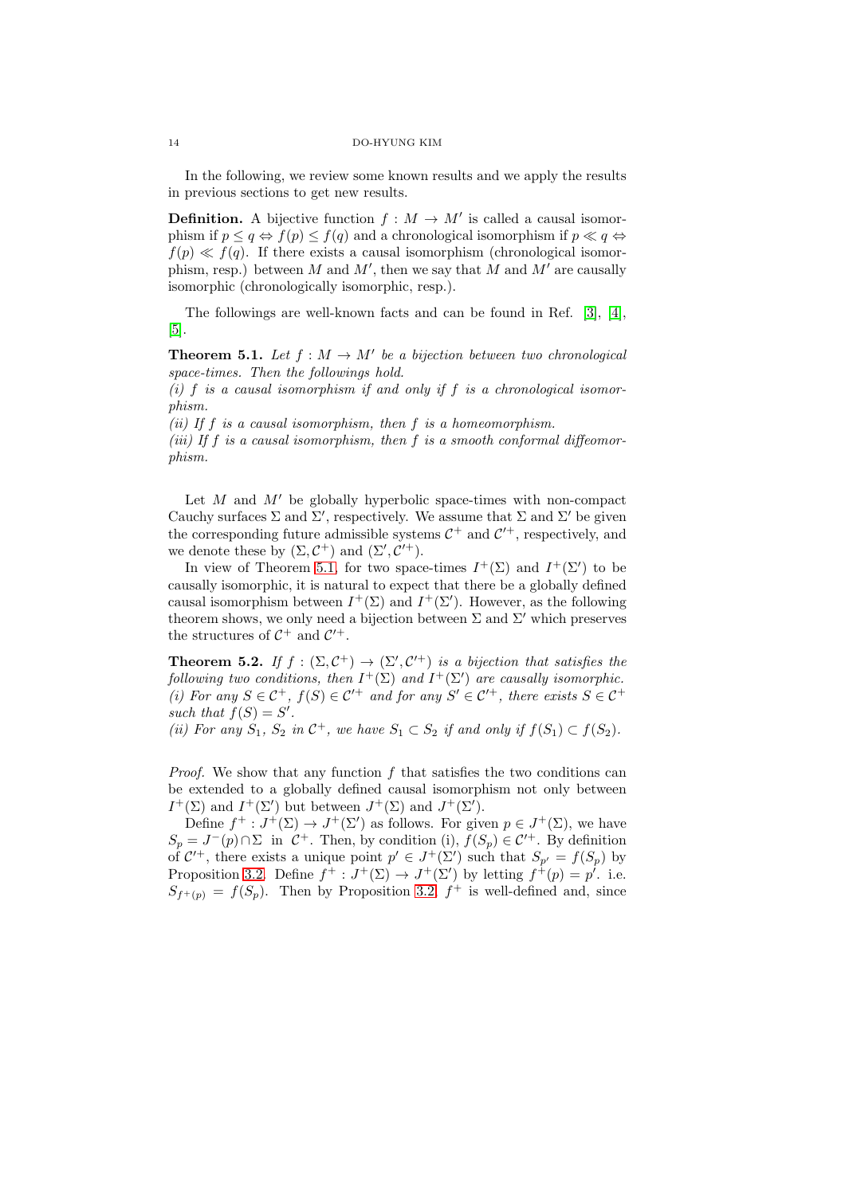In the following, we review some known results and we apply the results in previous sections to get new results.

**Definition.** A bijective function $f : M \to M'$ is called a causal isomorphism if $p \leq q \Leftrightarrow f(p) \leq f(q)$ and a chronological isomorphism if $p \ll q \Leftrightarrow f(p) \ll f(q)$. If there exists a causal isomorphism (chronological isomorphism, resp.) between $M$ and $M'$, then we say that $M$ and $M'$ are causally isomorphic (chronologically isomorphic, resp.).

The followings are well-known facts and can be found in Ref. [3], [4], [5].

**Theorem 5.1.** *Let $f : M \to M'$ be a bijection between two chronological space-times. Then the followings hold.*
*(i) $f$ is a causal isomorphism if and only if $f$ is a chronological isomorphism.*
*(ii) If $f$ is a causal isomorphism, then $f$ is a homeomorphism.*
*(iii) If $f$ is a causal isomorphism, then $f$ is a smooth conformal diffeomorphism.*

Let $M$ and $M'$ be globally hyperbolic space-times with non-compact Cauchy surfaces $\Sigma$ and $\Sigma'$, respectively. We assume that $\Sigma$ and $\Sigma'$ be given the corresponding future admissible systems $\mathcal{C}^+$ and $\mathcal{C}'^+$, respectively, and we denote these by $(\Sigma, \mathcal{C}^+)$ and $(\Sigma', \mathcal{C}'^+)$.

In view of Theorem 5.1, for two space-times $I^+(\Sigma)$ and $I^+(\Sigma')$ to be causally isomorphic, it is natural to expect that there be a globally defined causal isomorphism between $I^+(\Sigma)$ and $I^+(\Sigma')$. However, as the following theorem shows, we only need a bijection between $\Sigma$ and $\Sigma'$ which preserves the structures of $\mathcal{C}^+$ and $\mathcal{C}'^+$.

**Theorem 5.2.** *If $f : (\Sigma, \mathcal{C}^+) \to (\Sigma', \mathcal{C}'^+)$ is a bijection that satisfies the following two conditions, then $I^+(\Sigma)$ and $I^+(\Sigma')$ are causally isomorphic.*
*(i) For any $S \in \mathcal{C}^+$, $f(S) \in \mathcal{C}'^+$ and for any $S' \in \mathcal{C}'^+$, there exists $S \in \mathcal{C}^+$ such that $f(S) = S'$.*
*(ii) For any $S_1$, $S_2$ in $\mathcal{C}^+$, we have $S_1 \subset S_2$ if and only if $f(S_1) \subset f(S_2)$.*

*Proof.* We show that any function $f$ that satisfies the two conditions can be extended to a globally defined causal isomorphism not only between $I^+(\Sigma)$ and $I^+(\Sigma')$ but between $J^+(\Sigma)$ and $J^+(\Sigma')$.

Define $f^+ : J^+(\Sigma) \to J^+(\Sigma')$ as follows. For given $p \in J^+(\Sigma)$, we have $S_p = J^-(p) \cap \Sigma$ in $\mathcal{C}^+$. Then, by condition (i), $f(S_p) \in \mathcal{C}'^+$. By definition of $\mathcal{C}'^+$, there exists a unique point $p' \in J^+(\Sigma')$ such that $S_{p'} = f(S_p)$ by Proposition 3.2. Define $f^+ : J^+(\Sigma) \to J^+(\Sigma')$ by letting $f^+(p) = p'$. i.e. $S_{f^+(p)} = f(S_p)$. Then by Proposition 3.2, $f^+$ is well-defined and, since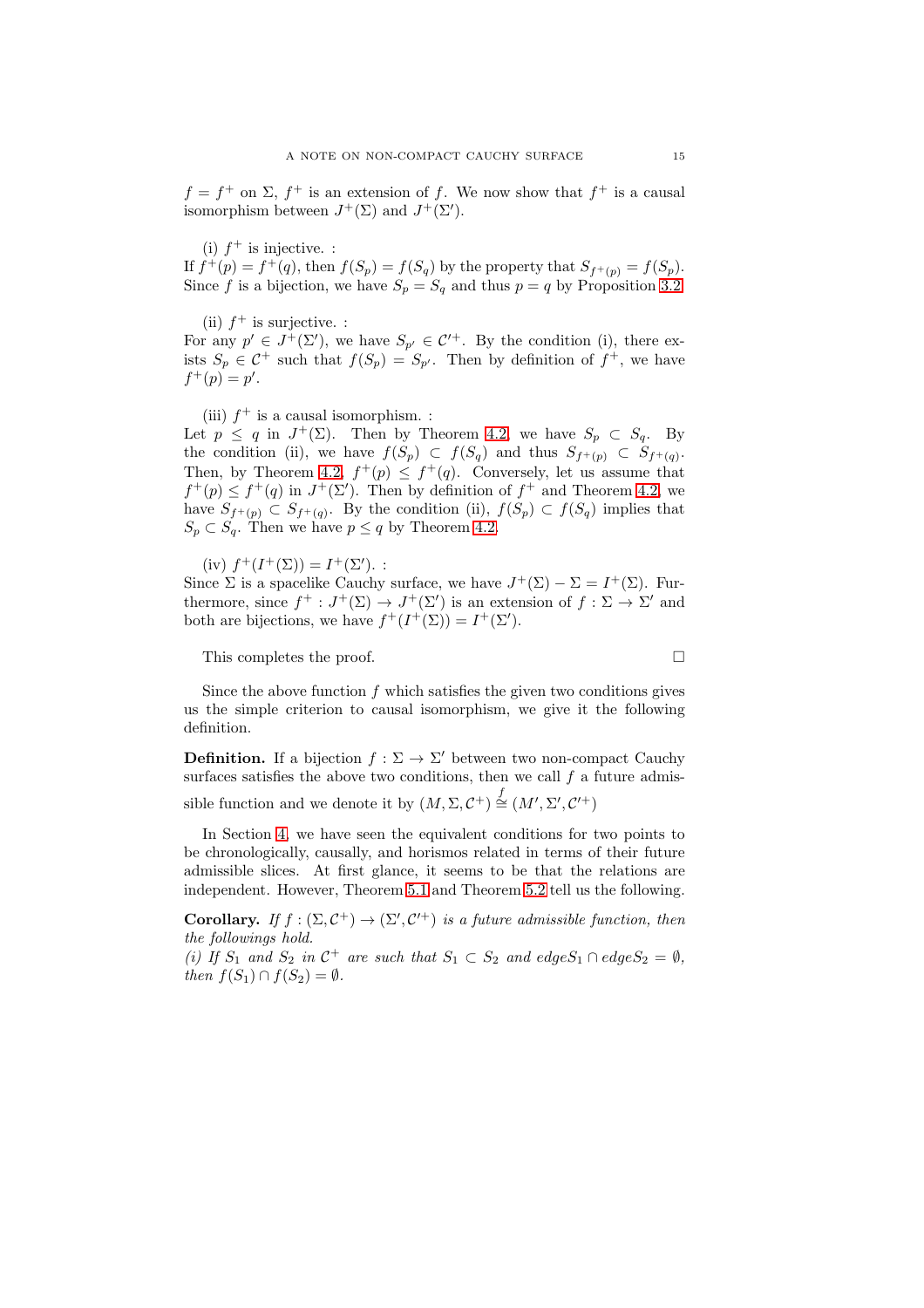$f = f^+$ on $\Sigma$, $f^+$ is an extension of $f$. We now show that $f^+$ is a causal isomorphism between $J^+(\Sigma)$ and $J^+(\Sigma')$.

(i) $f^+$ is injective. :
If $f^+(p) = f^+(q)$, then $f(S_p) = f(S_q)$ by the property that $S_{f^+(p)} = f(S_p)$. Since $f$ is a bijection, we have $S_p = S_q$ and thus $p = q$ by Proposition 3.2.

(ii) $f^+$ is surjective. :
For any $p' \in J^+(\Sigma')$, we have $S_{p'} \in \mathcal{C}'^+$. By the condition (i), there exists $S_p \in \mathcal{C}^+$ such that $f(S_p) = S_{p'}$. Then by definition of $f^+$, we have $f^+(p) = p'$.

(iii) $f^+$ is a causal isomorphism. :
Let $p \le q$ in $J^+(\Sigma)$. Then by Theorem 4.2, we have $S_p \subset S_q$. By the condition (ii), we have $f(S_p) \subset f(S_q)$ and thus $S_{f^+(p)} \subset S_{f^+(q)}$. Then, by Theorem 4.2, $f^+(p) \le f^+(q)$. Conversely, let us assume that $f^+(p) \le f^+(q)$ in $J^+(\Sigma')$. Then by definition of $f^+$ and Theorem 4.2, we have $S_{f^+(p)} \subset S_{f^+(q)}$. By the condition (ii), $f(S_p) \subset f(S_q)$ implies that $S_p \subset S_q$. Then we have $p \le q$ by Theorem 4.2.

(iv) $f^+(I^+(\Sigma)) = I^+(\Sigma')$. :
Since $\Sigma$ is a spacelike Cauchy surface, we have $J^+(\Sigma) - \Sigma = I^+(\Sigma)$. Furthermore, since $f^+ : J^+(\Sigma) \to J^+(\Sigma')$ is an extension of $f : \Sigma \to \Sigma'$ and both are bijections, we have $f^+(I^+(\Sigma)) = I^+(\Sigma')$.

This completes the proof. $\square$

Since the above function $f$ which satisfies the given two conditions gives us the simple criterion to causal isomorphism, we give it the following definition.

**Definition.** If a bijection $f : \Sigma \to \Sigma'$ between two non-compact Cauchy surfaces satisfies the above two conditions, then we call $f$ a future admissible function and we denote it by $(M, \Sigma, \mathcal{C}^+) \overset{f}{\cong} (M', \Sigma', \mathcal{C}'^+)$

In Section 4, we have seen the equivalent conditions for two points to be chronologically, causally, and horismos related in terms of their future admissible slices. At first glance, it seems to be that the relations are independent. However, Theorem 5.1 and Theorem 5.2 tell us the following.

**Corollary.** *If $f : (\Sigma, \mathcal{C}^+) \to (\Sigma', \mathcal{C}'^+)$ is a future admissible function, then the followings hold.*
*(i) If $S_1$ and $S_2$ in $\mathcal{C}^+$ are such that $S_1 \subset S_2$ and $edge S_1 \cap edge S_2 = \emptyset$, then $f(S_1) \cap f(S_2) = \emptyset$.*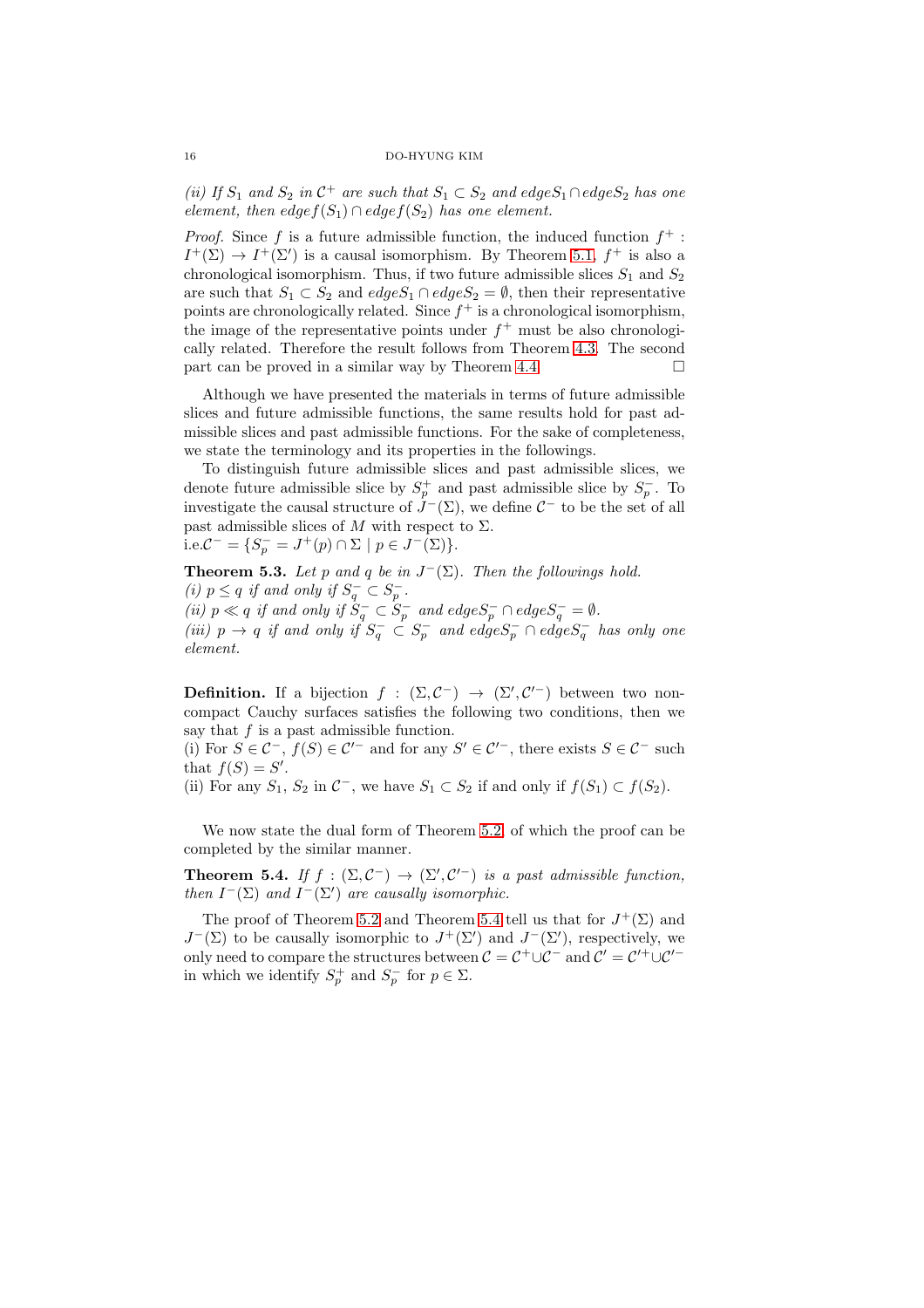*(ii) If $S_1$ and $S_2$ in $\mathcal{C}^+$ are such that $S_1 \subset S_2$ and $edgeS_1 \cap edgeS_2$ has one element, then $edgef(S_1) \cap edgef(S_2)$ has one element.*

*Proof.* Since $f$ is a future admissible function, the induced function $f^+ : I^+(\Sigma) \to I^+(\Sigma')$ is a causal isomorphism. By Theorem 5.1, $f^+$ is also a chronological isomorphism. Thus, if two future admissible slices $S_1$ and $S_2$ are such that $S_1 \subset S_2$ and $edgeS_1 \cap edgeS_2 = \emptyset$, then their representative points are chronologically related. Since $f^+$ is a chronological isomorphism, the image of the representative points under $f^+$ must be also chronologically related. Therefore the result follows from Theorem 4.3. The second part can be proved in a similar way by Theorem 4.4. □

Although we have presented the materials in terms of future admissible slices and future admissible functions, the same results hold for past admissible slices and past admissible functions. For the sake of completeness, we state the terminology and its properties in the followings.

To distinguish future admissible slices and past admissible slices, we denote future admissible slice by $S_p^+$ and past admissible slice by $S_p^-$. To investigate the causal structure of $J^-(\Sigma)$, we define $\mathcal{C}^-$ to be the set of all past admissible slices of $M$ with respect to $\Sigma$.
i.e.$\mathcal{C}^- = \{S_p^- = J^+(p) \cap \Sigma \mid p \in J^-(\Sigma)\}$.

**Theorem 5.3.** *Let $p$ and $q$ be in $J^-(\Sigma)$. Then the followings hold.*
*(i) $p \leq q$ if and only if $S_q^- \subset S_p^-$.*
*(ii) $p \ll q$ if and only if $S_q^- \subset S_p^-$ and $edgeS_p^- \cap edgeS_q^- = \emptyset$.*
*(iii) $p \to q$ if and only if $S_q^- \subset S_p^-$ and $edgeS_p^- \cap edgeS_q^-$ has only one element.*

**Definition.** If a bijection $f : (\Sigma, \mathcal{C}^-) \to (\Sigma', \mathcal{C}'^-)$ between two non-compact Cauchy surfaces satisfies the following two conditions, then we say that $f$ is a past admissible function.
(i) For $S \in \mathcal{C}^-$, $f(S) \in \mathcal{C}'^-$ and for any $S' \in \mathcal{C}'^-$, there exists $S \in \mathcal{C}^-$ such that $f(S) = S'$.
(ii) For any $S_1$, $S_2$ in $\mathcal{C}^-$, we have $S_1 \subset S_2$ if and only if $f(S_1) \subset f(S_2)$.

We now state the dual form of Theorem 5.2, of which the proof can be completed by the similar manner.

**Theorem 5.4.** *If $f : (\Sigma, \mathcal{C}^-) \to (\Sigma', \mathcal{C}'^-)$ is a past admissible function, then $I^-(\Sigma)$ and $I^-(\Sigma')$ are causally isomorphic.*

The proof of Theorem 5.2 and Theorem 5.4 tell us that for $J^+(\Sigma)$ and $J^-(\Sigma)$ to be causally isomorphic to $J^+(\Sigma')$ and $J^-(\Sigma')$, respectively, we only need to compare the structures between $\mathcal{C} = \mathcal{C}^+ \cup \mathcal{C}^-$ and $\mathcal{C}' = \mathcal{C}'^+ \cup \mathcal{C}'^-$ in which we identify $S_p^+$ and $S_p^-$ for $p \in \Sigma$.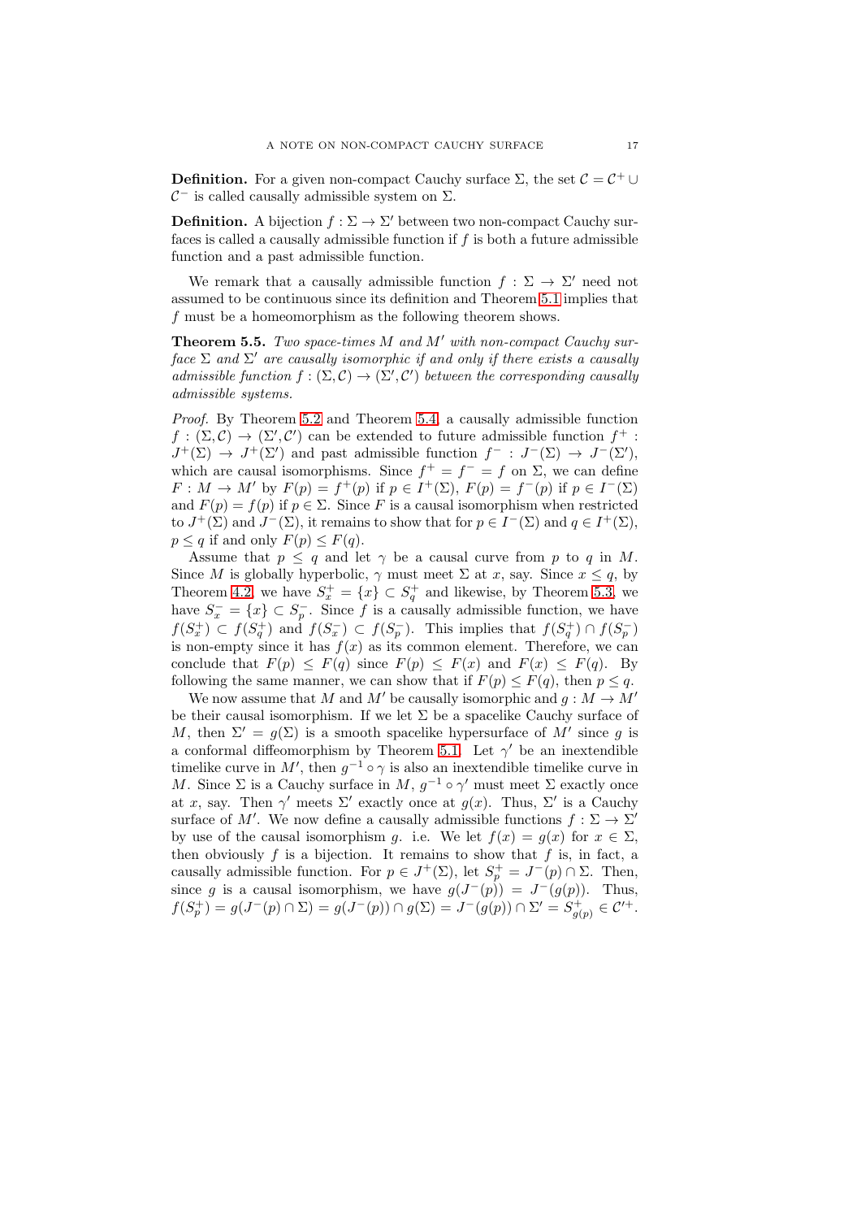**Definition.** For a given non-compact Cauchy surface $\Sigma$, the set $\mathcal{C} = \mathcal{C}^+ \cup \mathcal{C}^-$ is called causally admissible system on $\Sigma$.

**Definition.** A bijection $f : \Sigma \to \Sigma'$ between two non-compact Cauchy surfaces is called a causally admissible function if $f$ is both a future admissible function and a past admissible function.

We remark that a causally admissible function $f : \Sigma \to \Sigma'$ need not assumed to be continuous since its definition and Theorem 5.1 implies that $f$ must be a homeomorphism as the following theorem shows.

**Theorem 5.5.** *Two space-times $M$ and $M'$ with non-compact Cauchy surface $\Sigma$ and $\Sigma'$ are causally isomorphic if and only if there exists a causally admissible function $f : (\Sigma, \mathcal{C}) \to (\Sigma', \mathcal{C}')$ between the corresponding causally admissible systems.*

*Proof.* By Theorem 5.2 and Theorem 5.4, a causally admissible function $f : (\Sigma, \mathcal{C}) \to (\Sigma', \mathcal{C}')$ can be extended to future admissible function $f^+ : J^+(\Sigma) \to J^+(\Sigma')$ and past admissible function $f^- : J^-(\Sigma) \to J^-(\Sigma')$, which are causal isomorphisms. Since $f^+ = f^- = f$ on $\Sigma$, we can define $F : M \to M'$ by $F(p) = f^+(p)$ if $p \in I^+(\Sigma)$, $F(p) = f^-(p)$ if $p \in I^-(\Sigma)$ and $F(p) = f(p)$ if $p \in \Sigma$. Since $F$ is a causal isomorphism when restricted to $J^+(\Sigma)$ and $J^-(\Sigma)$, it remains to show that for $p \in I^-(\Sigma)$ and $q \in I^+(\Sigma)$, $p \le q$ if and only $F(p) \le F(q)$.

Assume that $p \le q$ and let $\gamma$ be a causal curve from $p$ to $q$ in $M$. Since $M$ is globally hyperbolic, $\gamma$ must meet $\Sigma$ at $x$, say. Since $x \le q$, by Theorem 4.2, we have $S_x^+ = \{x\} \subset S_q^+$ and likewise, by Theorem 5.3, we have $S_x^- = \{x\} \subset S_p^-$. Since $f$ is a causally admissible function, we have $f(S_x^+) \subset f(S_q^+)$ and $f(S_x^-) \subset f(S_p^-)$. This implies that $f(S_q^+) \cap f(S_p^-)$ is non-empty since it has $f(x)$ as its common element. Therefore, we can conclude that $F(p) \le F(q)$ since $F(p) \le F(x)$ and $F(x) \le F(q)$. By following the same manner, we can show that if $F(p) \le F(q)$, then $p \le q$.

We now assume that $M$ and $M'$ be causally isomorphic and $g : M \to M'$ be their causal isomorphism. If we let $\Sigma$ be a spacelike Cauchy surface of $M$, then $\Sigma' = g(\Sigma)$ is a smooth spacelike hypersurface of $M'$ since $g$ is a conformal diffeomorphism by Theorem 5.1. Let $\gamma'$ be an inextendible timelike curve in $M'$, then $g^{-1} \circ \gamma$ is also an inextendible timelike curve in $M$. Since $\Sigma$ is a Cauchy surface in $M$, $g^{-1} \circ \gamma'$ must meet $\Sigma$ exactly once at $x$, say. Then $\gamma'$ meets $\Sigma'$ exactly once at $g(x)$. Thus, $\Sigma'$ is a Cauchy surface of $M'$. We now define a causally admissible functions $f : \Sigma \to \Sigma'$ by use of the causal isomorphism $g$. i.e. We let $f(x) = g(x)$ for $x \in \Sigma$, then obviously $f$ is a bijection. It remains to show that $f$ is, in fact, a causally admissible function. For $p \in J^+(\Sigma)$, let $S_p^+ = J^-(p) \cap \Sigma$. Then, since $g$ is a causal isomorphism, we have $g(J^-(p)) = J^-(g(p))$. Thus, $f(S_p^+) = g(J^-(p) \cap \Sigma) = g(J^-(p)) \cap g(\Sigma) = J^-(g(p)) \cap \Sigma' = S_{g(p)}^+ \in \mathcal{C}'^+$.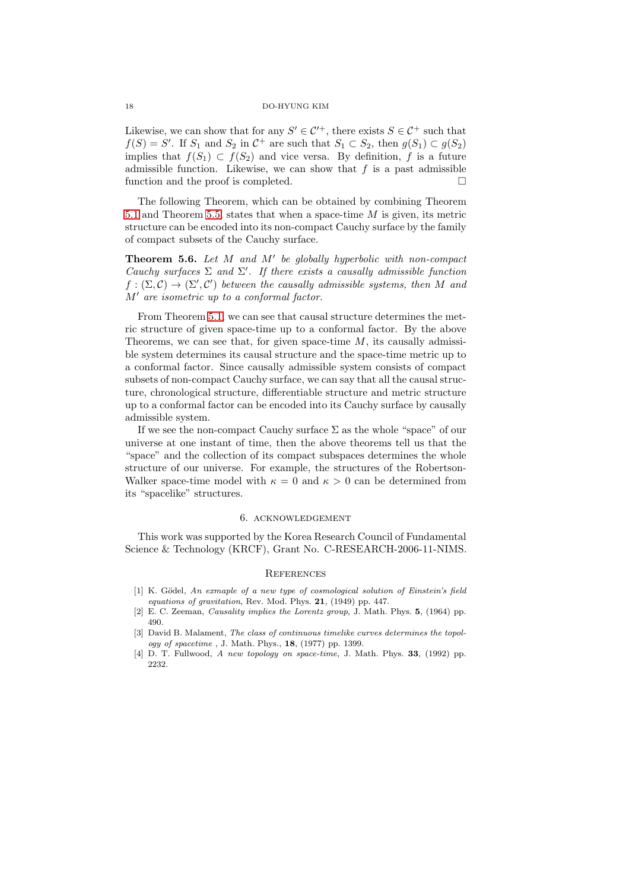Likewise, we can show that for any $S' \in \mathcal{C}'^+$, there exists $S \in \mathcal{C}^+$ such that $f(S) = S'$. If $S_1$ and $S_2$ in $\mathcal{C}^+$ are such that $S_1 \subset S_2$, then $g(S_1) \subset g(S_2)$ implies that $f(S_1) \subset f(S_2)$ and vice versa. By definition, $f$ is a future admissible function. Likewise, we can show that $f$ is a past admissible function and the proof is completed. □

The following Theorem, which can be obtained by combining Theorem 5.1 and Theorem 5.5, states that when a space-time $M$ is given, its metric structure can be encoded into its non-compact Cauchy surface by the family of compact subsets of the Cauchy surface.

**Theorem 5.6.** *Let $M$ and $M'$ be globally hyperbolic with non-compact Cauchy surfaces $\Sigma$ and $\Sigma'$. If there exists a causally admissible function $f : (\Sigma, \mathcal{C}) \to (\Sigma', \mathcal{C}')$ between the causally admissible systems, then $M$ and $M'$ are isometric up to a conformal factor.*

From Theorem 5.1, we can see that causal structure determines the metric structure of given space-time up to a conformal factor. By the above Theorems, we can see that, for given space-time $M$, its causally admissible system determines its causal structure and the space-time metric up to a conformal factor. Since causally admissible system consists of compact subsets of non-compact Cauchy surface, we can say that all the causal structure, chronological structure, differentiable structure and metric structure up to a conformal factor can be encoded into its Cauchy surface by causally admissible system.

If we see the non-compact Cauchy surface $\Sigma$ as the whole "space" of our universe at one instant of time, then the above theorems tell us that the "space" and the collection of its compact subspaces determines the whole structure of our universe. For example, the structures of the Robertson-Walker space-time model with $\kappa = 0$ and $\kappa > 0$ can be determined from its "spacelike" structures.

## 6. Acknowledgement

This work was supported by the Korea Research Council of Fundamental Science & Technology (KRCF), Grant No. C-RESEARCH-2006-11-NIMS.

## References

[1] K. Gödel, *An exmaple of a new type of cosmological solution of Einstein's field equations of gravitation*, Rev. Mod. Phys. **21**, (1949) pp. 447.

[2] E. C. Zeeman, *Causality implies the Lorentz group*, J. Math. Phys. **5**, (1964) pp. 490.

[3] David B. Malament, *The class of continuous timelike curves determines the topology of spacetime* , J. Math. Phys., **18**, (1977) pp. 1399.

[4] D. T. Fullwood, *A new topology on space-time*, J. Math. Phys. **33**, (1992) pp. 2232.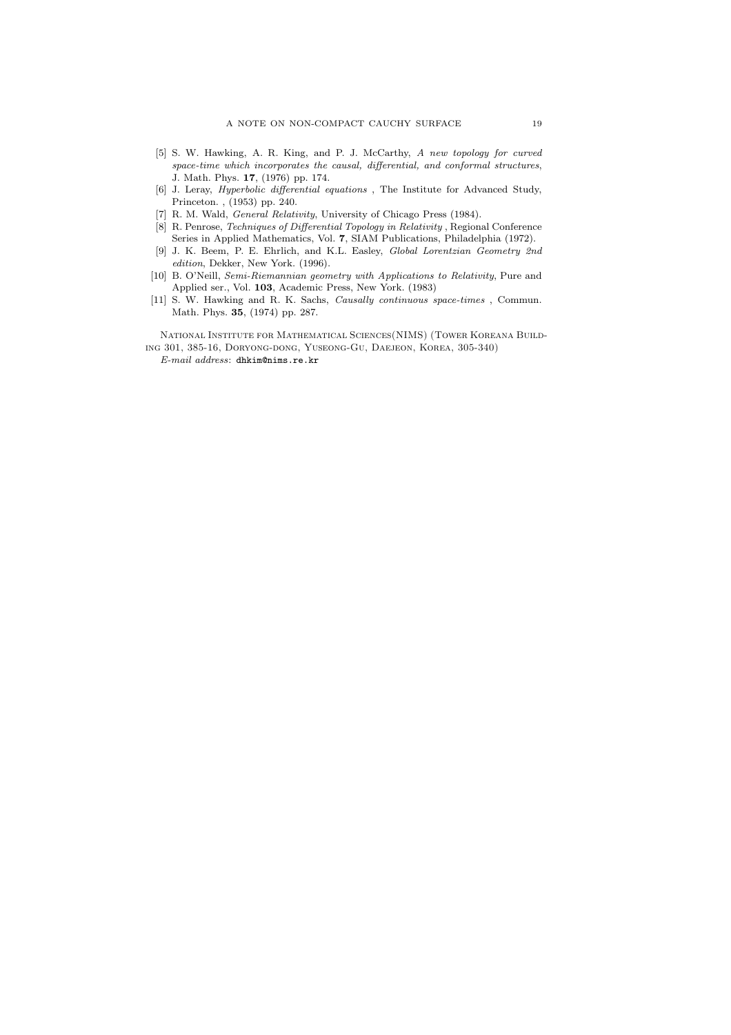[5] S. W. Hawking, A. R. King, and P. J. McCarthy, *A new topology for curved space-time which incorporates the causal, differential, and conformal structures*, J. Math. Phys. **17**, (1976) pp. 174.

[6] J. Leray, *Hyperbolic differential equations* , The Institute for Advanced Study, Princeton. , (1953) pp. 240.

[7] R. M. Wald, *General Relativity*, University of Chicago Press (1984).

[8] R. Penrose, *Techniques of Differential Topology in Relativity* , Regional Conference Series in Applied Mathematics, Vol. **7**, SIAM Publications, Philadelphia (1972).

[9] J. K. Beem, P. E. Ehrlich, and K.L. Easley, *Global Lorentzian Geometry 2nd edition*, Dekker, New York. (1996).

[10] B. O'Neill, *Semi-Riemannian geometry with Applications to Relativity*, Pure and Applied ser., Vol. **103**, Academic Press, New York. (1983)

[11] S. W. Hawking and R. K. Sachs, *Causally continuous space-times* , Commun. Math. Phys. **35**, (1974) pp. 287.

National Institute for Mathematical Sciences(NIMS) (Tower Koreana Building 301, 385-16, Doryong-dong, Yuseong-Gu, Daejeon, Korea, 305-340)

*E-mail address*: dhkim@nims.re.kr